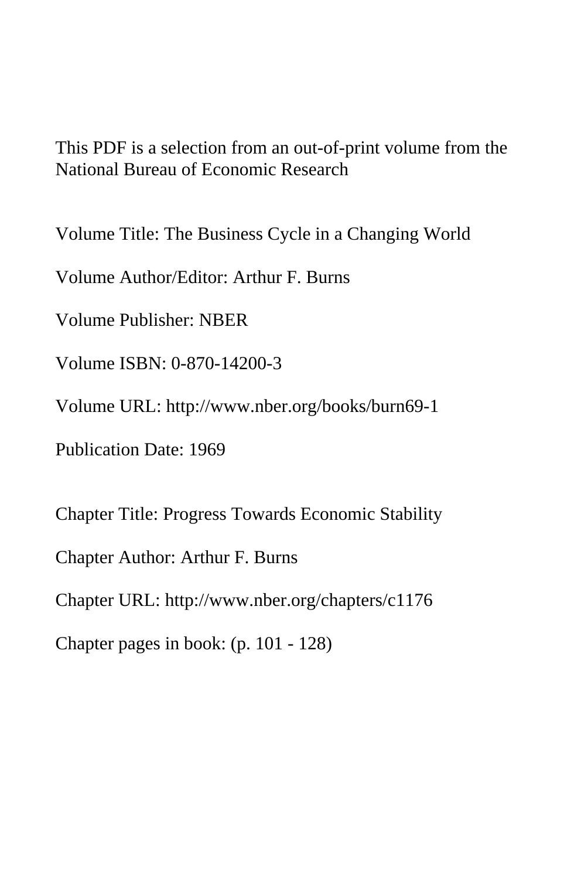This PDF is a selection from an out-of-print volume from the National Bureau of Economic Research

Volume Title: The Business Cycle in a Changing World

Volume Author/Editor: Arthur F. Burns

Volume Publisher: NBER

Volume ISBN: 0-870-14200-3

Volume URL: http://www.nber.org/books/burn69-1

Publication Date: 1969

Chapter Title: Progress Towards Economic Stability

Chapter Author: Arthur F. Burns

Chapter URL: http://www.nber.org/chapters/c1176

Chapter pages in book: (p. 101 - 128)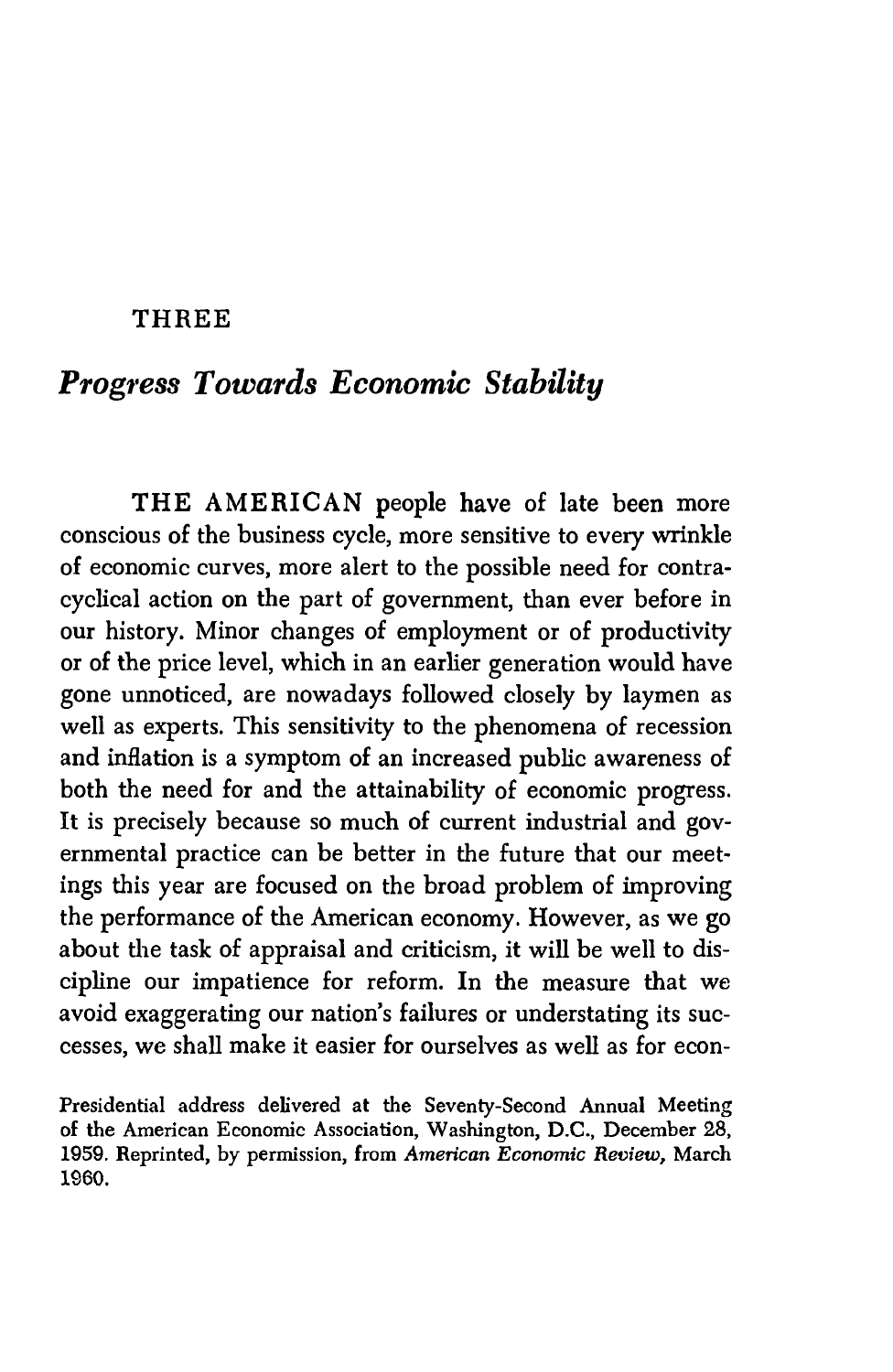THREE

# *Progress Towards Economic Stability*

THE AMERICAN people have of late been more conscious of the business cycle, more sensitive to every wrinkle of economic curves, more alert to the possible need for contracyclical action on the part of government, than ever before in our history. Minor changes of employment or of productivity or of the price level, which in an earlier generation would have gone unnoticed, are nowadays followed closely by laymen as well as experts. This sensitivity to the phenomena of recession and inflation is a symptom of an increased public awareness of both the need for and the attainability of economic progress. It is precisely because so much of current industrial and governmental practice can be better in the future that our meetings this year are focused on the broad problem of improving the performance of the American economy. However, as we go about the task of appraisal and criticism, it will be well to discipline our impatience for reform. In the measure that we avoid exaggerating our nation's failures or understating its successes, we shall make it easier for ourselves as well as for econ-

Presidential address delivered at the Seventy-Second Annual Meeting of the American Economic Association, Washington, D.C., December 28, 1959. Reprinted, by permission, from *American Economic Review,* March 1960.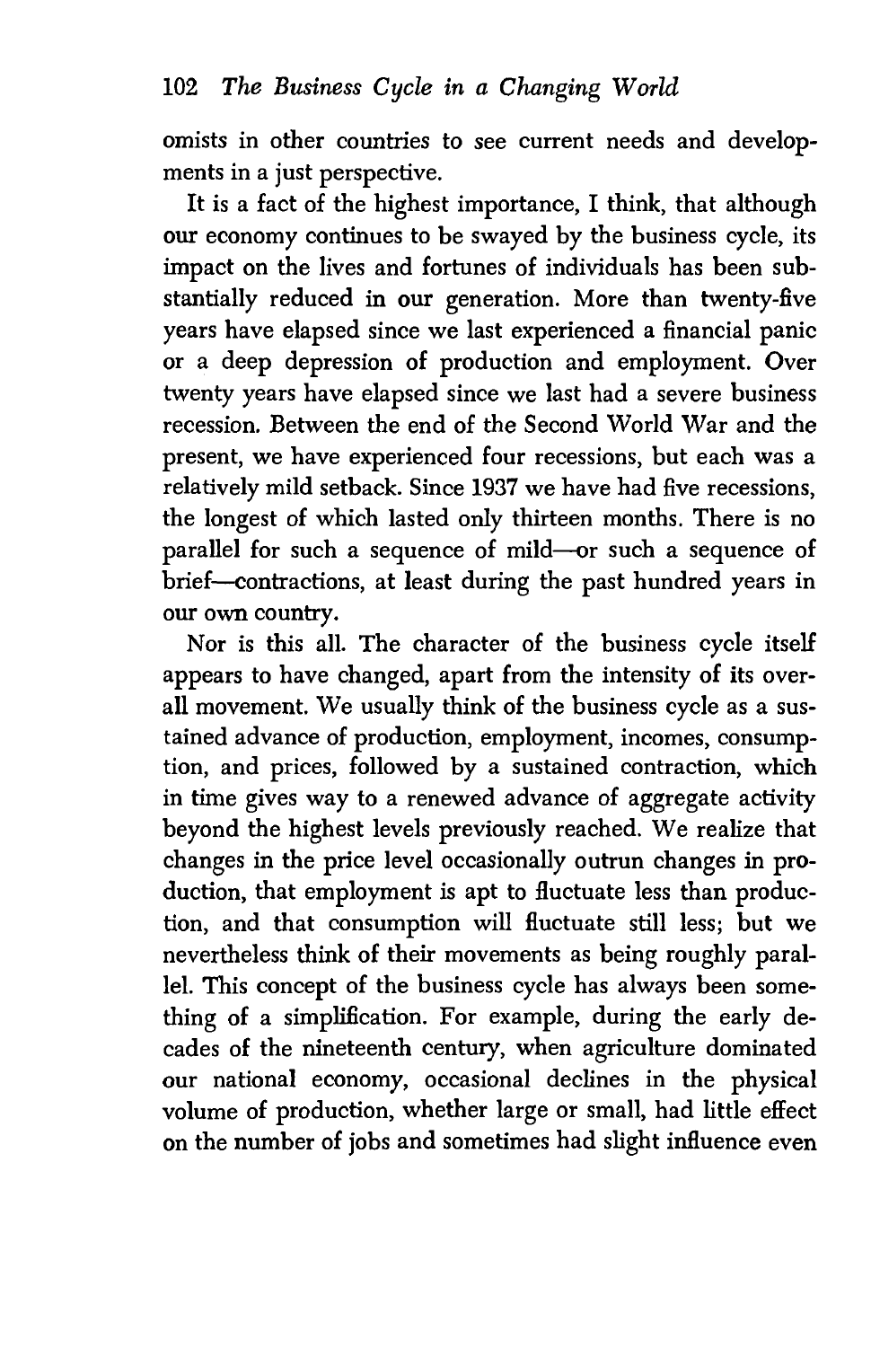omists in other countries to see current needs and developments in a just perspective.

It is a fact of the highest importance, I think, that although our economy continues to be swayed by the business cycle, its impact on the lives and fortunes of individuals has been substantially reduced in our generation. More than twenty-five years have elapsed since we last experienced a financial panic or a deep depression of production and employment. Over twenty years have elapsed since we last had a severe business recession. Between the end of the Second World War and the present, we have experienced four recessions, but each was a relatively mild setback. Since 1937 we have had five recessions, the longest of which lasted only thirteen months. There is no parallel for such a sequence of mild—or such a sequence of brief—contractions, at least during the past hundred years in our own country.

Nor is this all. The character of the business cycle itself appears to have changed, apart from the intensity of its overall movement. We usually think of the business cycle as a sustained advance of production, employment, incomes, consumption, and prices, followed by a sustained contraction, which in time gives way to a renewed advance of aggregate activity beyond the highest levels previously reached. We realize that changes in the price level occasionally outrun changes in production, that employment is apt to fluctuate less than production, and that consumption will fluctuate still less; but we nevertheless think of their movements as being roughly parallel. This concept of the business cycle has always been something of a simplification. For example, during the early decades of the nineteenth century, when agriculture dominated our national economy, occasional declines in the physical volume of production, whether large or small, had little effect on the number of jobs and sometimes had slight influence even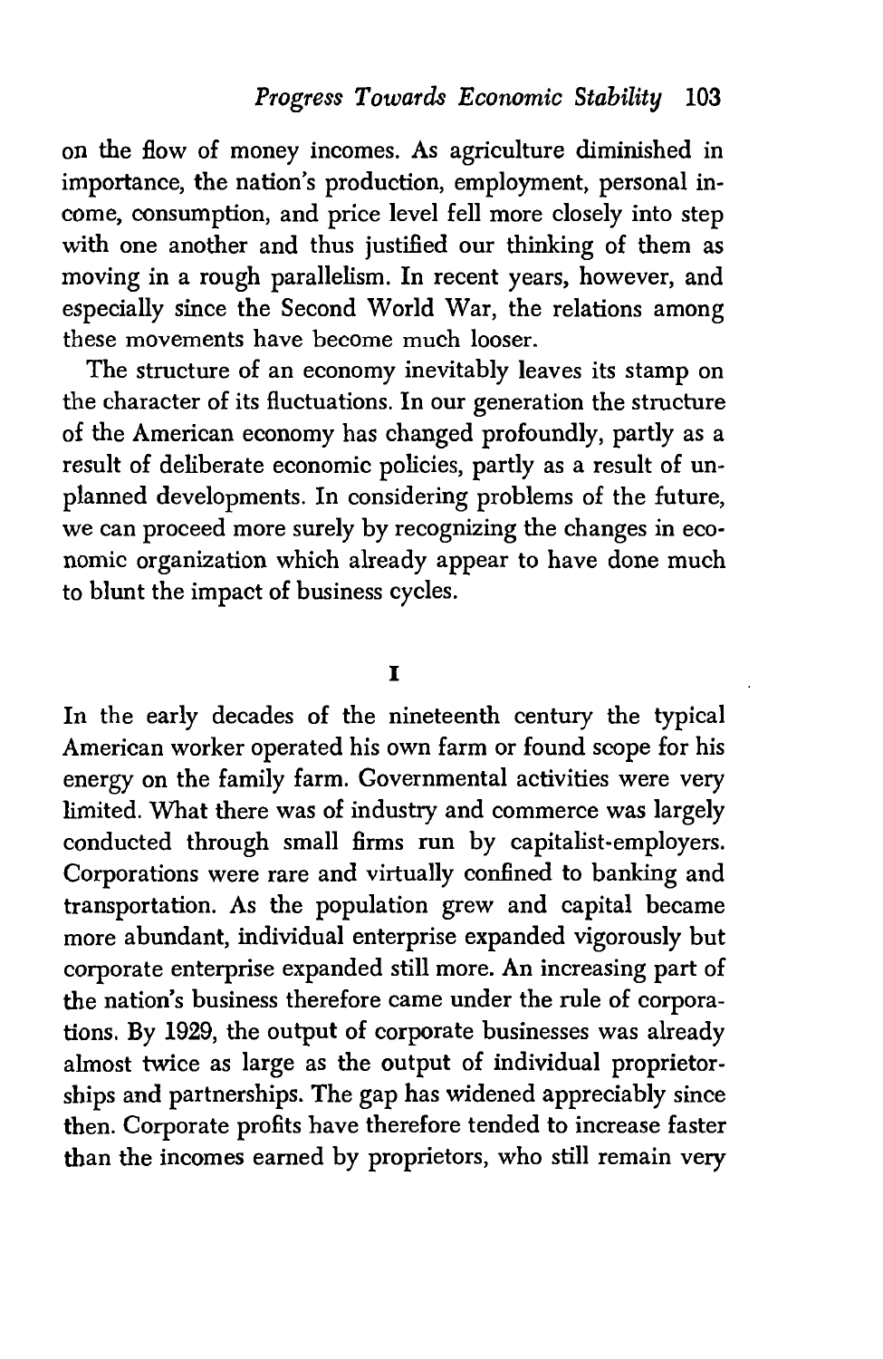on the flow of money incomes. As agriculture diminished in importance, the nation's production, employment, personal income, consumption, and price level fell more closely into step with one another and thus justified our thinking of them as moving in a rough parallelism. In recent years, however, and especially since the Second World War, the relations among these movements have become much looser.

The structure of an economy inevitably leaves its stamp on the character of its fluctuations. In our generation the structure of the American economy has changed profoundly, partly as a result of deliberate economic policies, partly as a result of unplanned developments. In considering problems of the future, we can proceed more surely by recognizing the changes in economic organization which already appear to have done much to blunt the impact of business cycles.

## I

In the early decades of the nineteenth century the typical American worker operated his own farm or found scope for his energy on the family farm. Governmental activities were very limited. What there was of industry and commerce was largely conducted through small firms run by capitalist-employers. Corporations were rare and virtually confined to banking and transportation. As the population grew and capital became more abundant, individual enterprise expanded vigorously but corporate enterprise expanded still more. An increasing part of the nation's business therefore came under the rule of corporations. By 1929, the output of corporate businesses was already almost twice as large as the output of individual proprietorships and partnerships. The gap has widened appreciably since then. Corporate profits have therefore tended to increase faster than the incomes earned by proprietors, who still remain very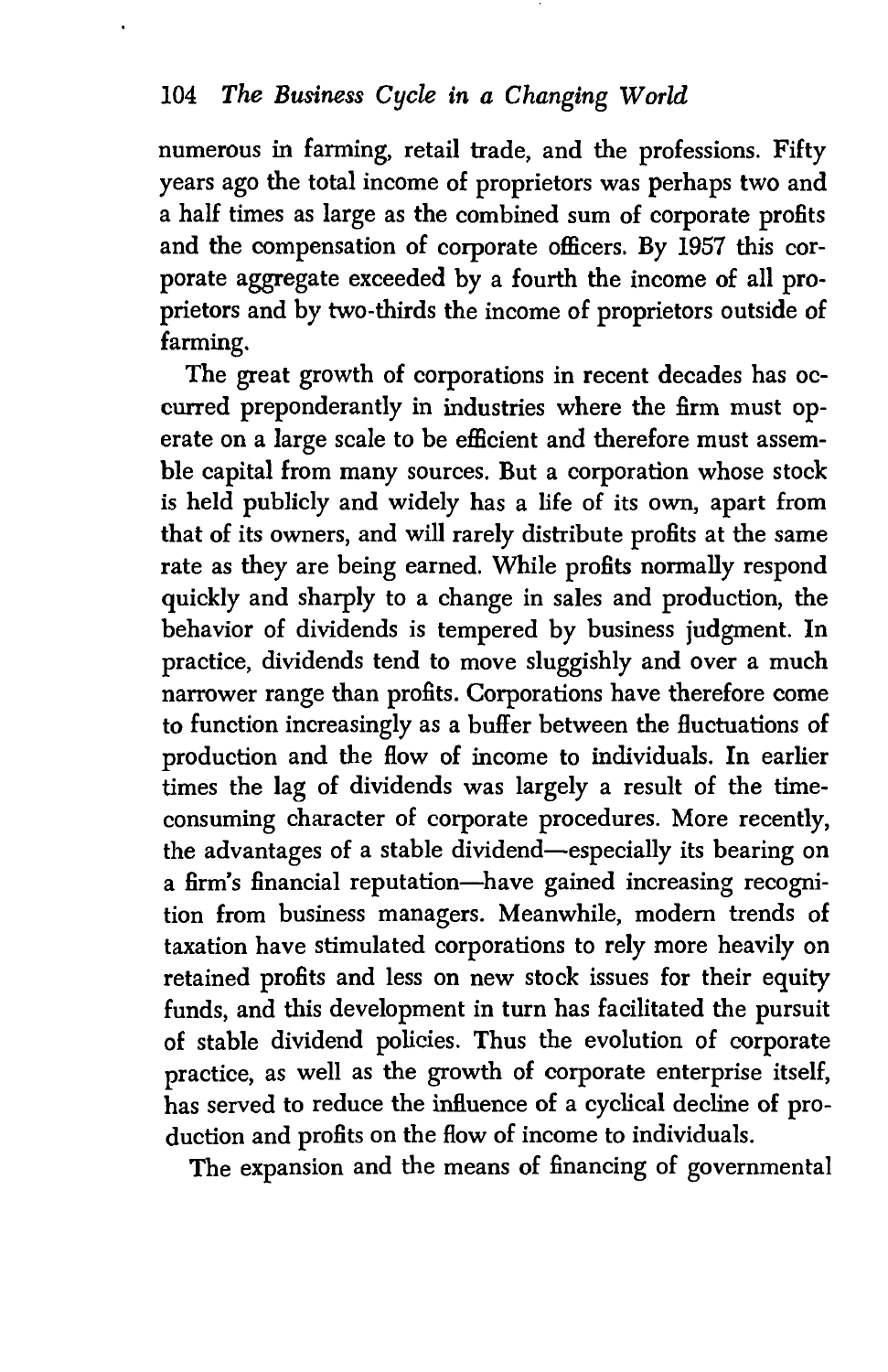numerous in farming, retail trade, and the professions. Fifty years ago the total income of proprietors was perhaps two and a half times as large as the combined sum of corporate profits and the compensation of corporate officers. By 1957 this corporate aggregate exceeded by a fourth the income of all proprietors and by two-thirds the income of proprietors outside of farming.

The great growth of corporations in recent decades has occurred preponderantly in industries where the firm must operate on a large scale to be efficient and therefore must assemble capital from many sources. But a corporation whose stock is held publicly and widely has a life of its own, apart from that of its owners, and will rarely distribute profits at the same rate as they are being earned. While profits normally respond quickly and sharply to a change in sales and production, the behavior of dividends is tempered by business judgment. In practice, dividends tend to move sluggishly and over a much narrower range than profits. Corporations have therefore come to function increasingly as a buffer between the fluctuations of production and the flow of income to individuals. In earlier times the lag of dividends was largely a result of the time-consuming character of corporate procedures. More recently, the advantages of a stable dividend—especially its bearing on a firm's financial reputation—have gained increasing recognition from business managers. Meanwhile, modern trends of taxation have stimulated corporations to rely more heavily on retained profits and less on new stock issues for their equity funds, and this development in turn has facilitated the pursuit of stable dividend policies. Thus the evolution of corporate practice, as well as the growth of corporate enterprise itself, has served to reduce the influence of a cyclical decline of production and profits on the flow of income to individuals.

The expansion and the means of financing of governmental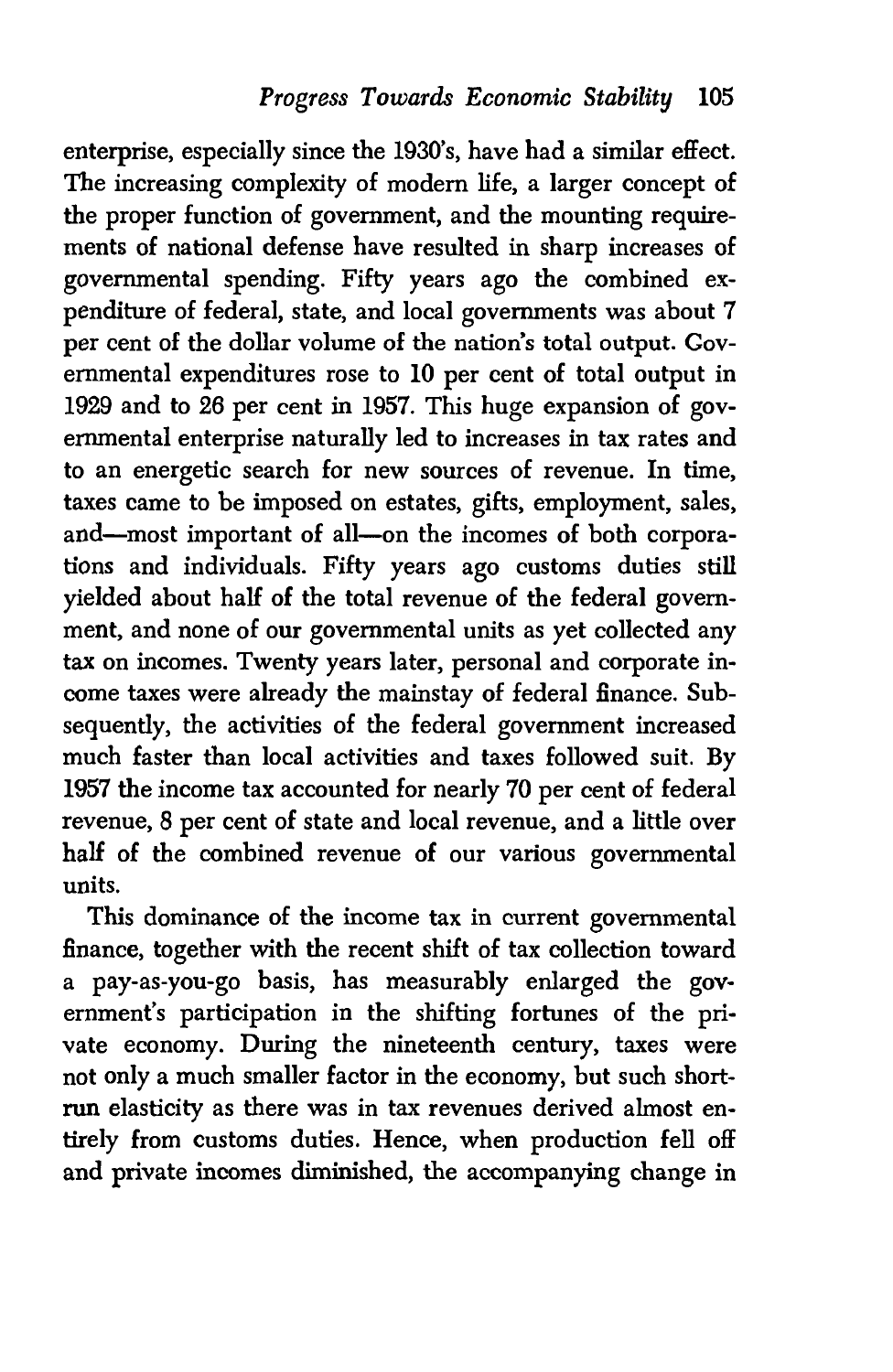enterprise, especially since the 1930's, have had a similar effect. The increasing complexity of modern life, a larger concept of the proper function of government, and the mounting requirements of national defense have resulted in sharp increases of governmental spending. Fifty years ago the combined expenditure of federal, state, and local governments was about 7 per cent of the dollar volume of the nation's total output. Governmental expenditures rose to 10 per cent of total output in 1929 and to 26 per cent in 1957. This huge expansion of governmental enterprise naturally led to increases in tax rates and to an energetic search for new sources of revenue. In time, taxes came to be imposed on estates, gifts, employment, sales, and—most important of all—on the incomes of both corporations and individuals. Fifty years ago customs duties still yielded about half of the total revenue of the federal government, and none of our governmental units as yet collected any tax on incomes. Twenty years later, personal and corporate income taxes were already the mainstay of federal finance. Subsequently, the activities of the federal government increased much faster than local activities and taxes followed suit. By 1957 the income tax accounted for nearly 70 per cent of federal revenue, 8 per cent of state and local revenue, and a little over half of the combined revenue of our various governmental units.

This dominance of the income tax in current governmental finance, together with the recent shift of tax collection toward a pay-as-you-go basis, has measurably enlarged the government's participation in the shifting fortunes of the private economy. During the nineteenth century, taxes were not only a much smaller factor in the economy, but such short-run elasticity as there was in tax revenues derived almost entirely from customs duties. Hence, when production fell off and private incomes diminished, the accompanying change in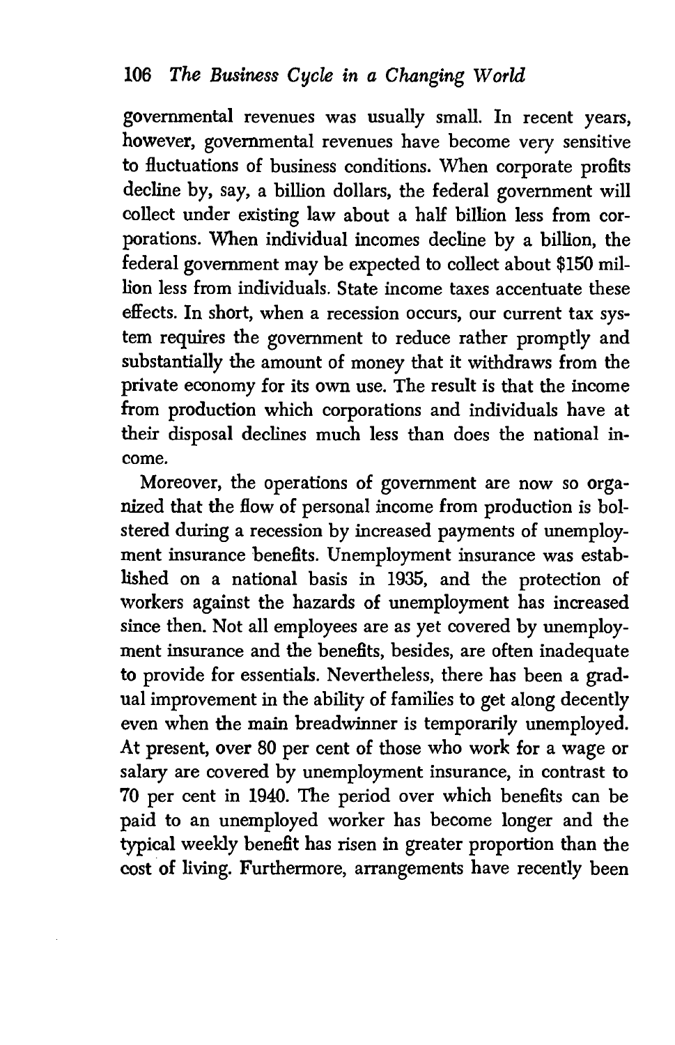governmental revenues was usually small. In recent years, however, governmental revenues have become very sensitive to fluctuations of business conditions. When corporate profits decline by, say, a billion dollars, the federal government will collect under existing law about a half billion less from corporations. When individual incomes decline by a billion, the federal government may be expected to collect about $150 million less from individuals. State income taxes accentuate these effects. In short, when a recession occurs, our current tax system requires the government to reduce rather promptly and substantially the amount of money that it withdraws from the private economy for its own use. The result is that the income from production which corporations and individuals have at their disposal declines much less than does the national income.

Moreover, the operations of government are now so organized that the flow of personal income from production is bolstered during a recession by increased payments of unemployment insurance benefits. Unemployment insurance was established on a national basis in 1935, and the protection of workers against the hazards of unemployment has increased since then. Not all employees are as yet covered by unemployment insurance and the benefits, besides, are often inadequate to provide for essentials. Nevertheless, there has been a gradual improvement in the ability of families to get along decently even when the main breadwinner is temporarily unemployed. At present, over 80 per cent of those who work for a wage or salary are covered by unemployment insurance, in contrast to 70 per cent in 1940. The period over which benefits can be paid to an unemployed worker has become longer and the typical weekly benefit has risen in greater proportion than the cost of living. Furthermore, arrangements have recently been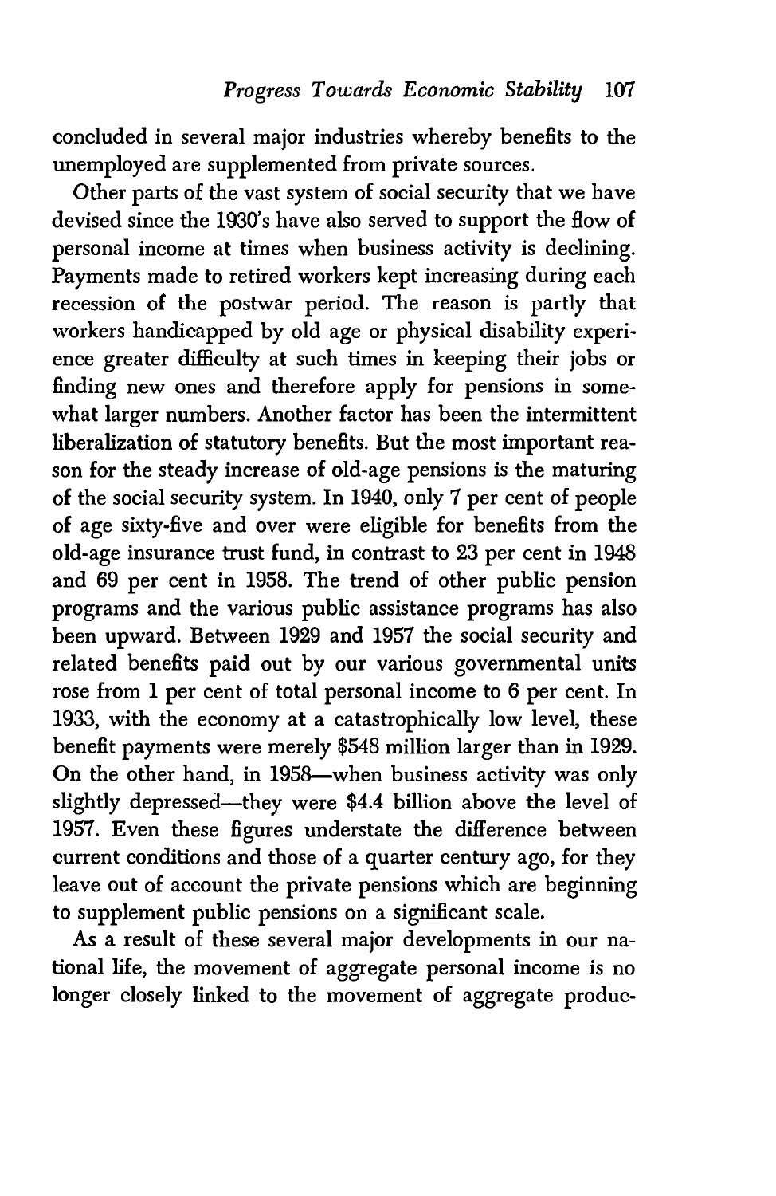concluded in several major industries whereby benefits to the unemployed are supplemented from private sources.

Other parts of the vast system of social security that we have devised since the 1930's have also served to support the flow of personal income at times when business activity is declining. Payments made to retired workers kept increasing during each recession of the postwar period. The reason is partly that workers handicapped by old age or physical disability experience greater difficulty at such times in keeping their jobs or finding new ones and therefore apply for pensions in somewhat larger numbers. Another factor has been the intermittent liberalization of statutory benefits. But the most important reason for the steady increase of old-age pensions is the maturing of the social security system. In 1940, only 7 per cent of people of age sixty-five and over were eligible for benefits from the old-age insurance trust fund, in contrast to 23 per cent in 1948 and 69 per cent in 1958. The trend of other public pension programs and the various public assistance programs has also been upward. Between 1929 and 1957 the social security and related benefits paid out by our various governmental units rose from 1 per cent of total personal income to 6 per cent. In 1933, with the economy at a catastrophically low level, these benefit payments were merely $548 million larger than in 1929. On the other hand, in 1958—when business activity was only slightly depressed—they were $4.4 billion above the level of 1957. Even these figures understate the difference between current conditions and those of a quarter century ago, for they leave out of account the private pensions which are beginning to supplement public pensions on a significant scale.

As a result of these several major developments in our national life, the movement of aggregate personal income is no longer closely linked to the movement of aggregate produc-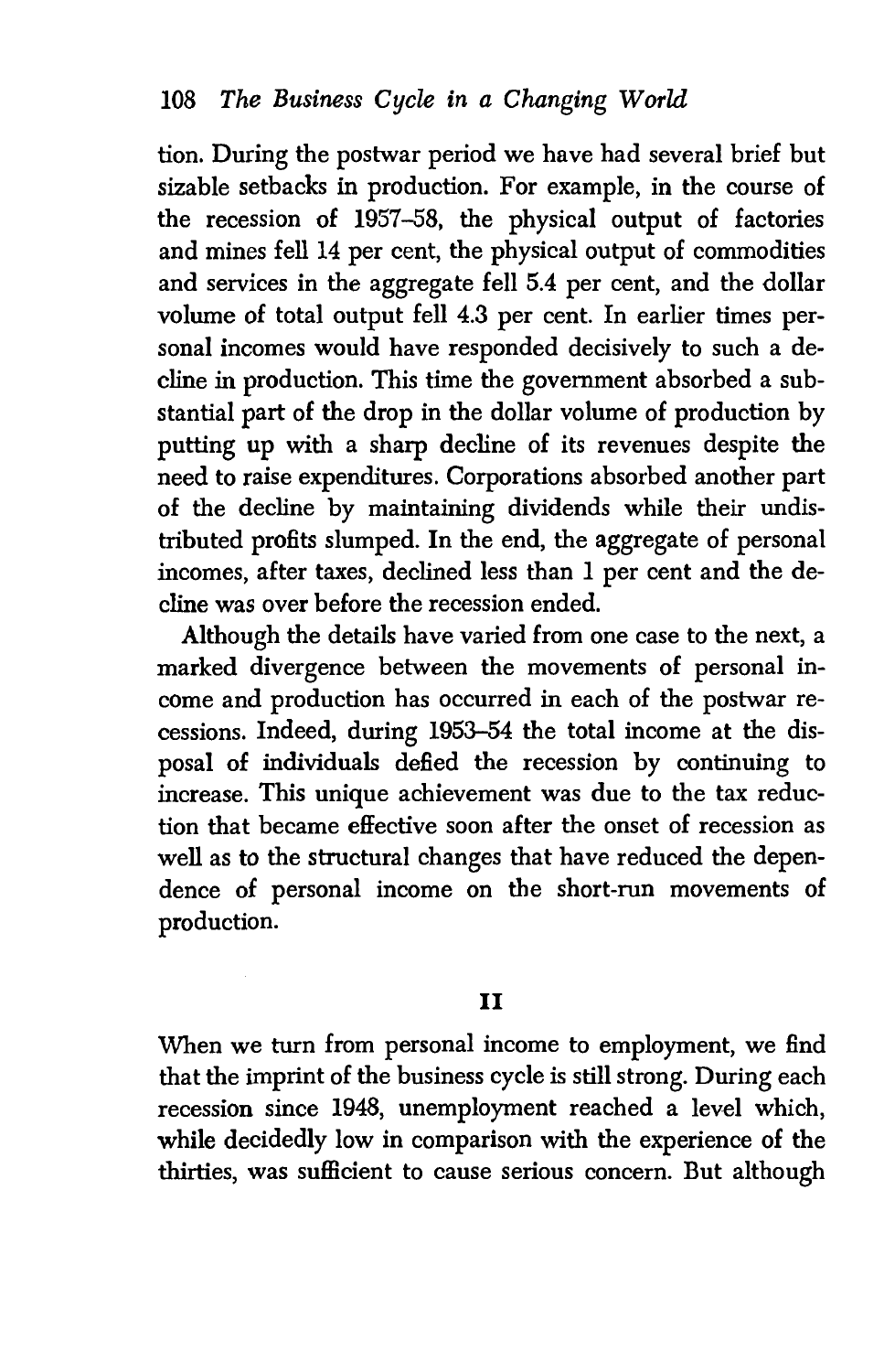tion. During the postwar period we have had several brief but sizable setbacks in production. For example, in the course of the recession of 1957–58, the physical output of factories and mines fell 14 per cent, the physical output of commodities and services in the aggregate fell 5.4 per cent, and the dollar volume of total output fell 4.3 per cent. In earlier times personal incomes would have responded decisively to such a decline in production. This time the government absorbed a substantial part of the drop in the dollar volume of production by putting up with a sharp decline of its revenues despite the need to raise expenditures. Corporations absorbed another part of the decline by maintaining dividends while their undistributed profits slumped. In the end, the aggregate of personal incomes, after taxes, declined less than 1 per cent and the decline was over before the recession ended.

Although the details have varied from one case to the next, a marked divergence between the movements of personal income and production has occurred in each of the postwar recessions. Indeed, during 1953–54 the total income at the disposal of individuals defied the recession by continuing to increase. This unique achievement was due to the tax reduction that became effective soon after the onset of recession as well as to the structural changes that have reduced the dependence of personal income on the short-run movements of production.

## II

When we turn from personal income to employment, we find that the imprint of the business cycle is still strong. During each recession since 1948, unemployment reached a level which, while decidedly low in comparison with the experience of the thirties, was sufficient to cause serious concern. But although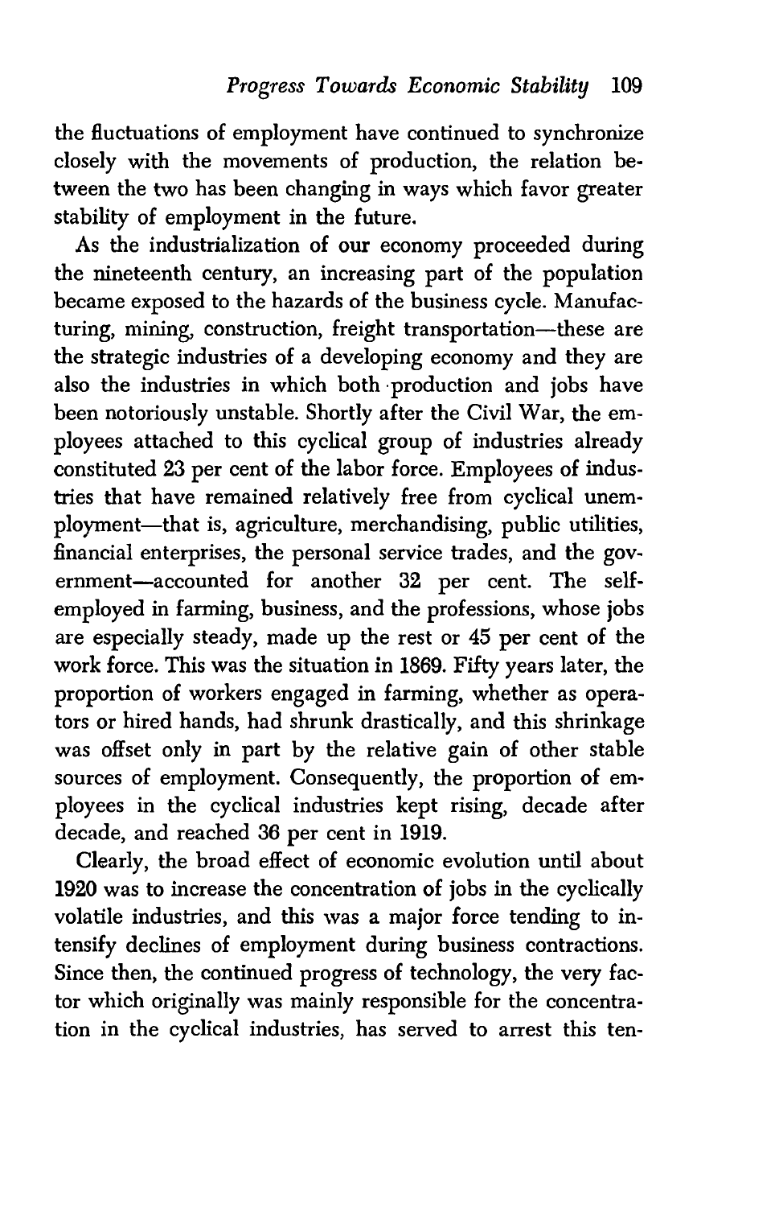the fluctuations of employment have continued to synchronize closely with the movements of production, the relation between the two has been changing in ways which favor greater stability of employment in the future.

As the industrialization of our economy proceeded during the nineteenth century, an increasing part of the population became exposed to the hazards of the business cycle. Manufacturing, mining, construction, freight transportation—these are the strategic industries of a developing economy and they are also the industries in which both production and jobs have been notoriously unstable. Shortly after the Civil War, the employees attached to this cyclical group of industries already constituted 23 per cent of the labor force. Employees of industries that have remained relatively free from cyclical unemployment—that is, agriculture, merchandising, public utilities, financial enterprises, the personal service trades, and the government—accounted for another 32 per cent. The self-employed in farming, business, and the professions, whose jobs are especially steady, made up the rest or 45 per cent of the work force. This was the situation in 1869. Fifty years later, the proportion of workers engaged in farming, whether as operators or hired hands, had shrunk drastically, and this shrinkage was offset only in part by the relative gain of other stable sources of employment. Consequently, the proportion of employees in the cyclical industries kept rising, decade after decade, and reached 36 per cent in 1919.

Clearly, the broad effect of economic evolution until about 1920 was to increase the concentration of jobs in the cyclically volatile industries, and this was a major force tending to intensify declines of employment during business contractions. Since then, the continued progress of technology, the very factor which originally was mainly responsible for the concentration in the cyclical industries, has served to arrest this ten-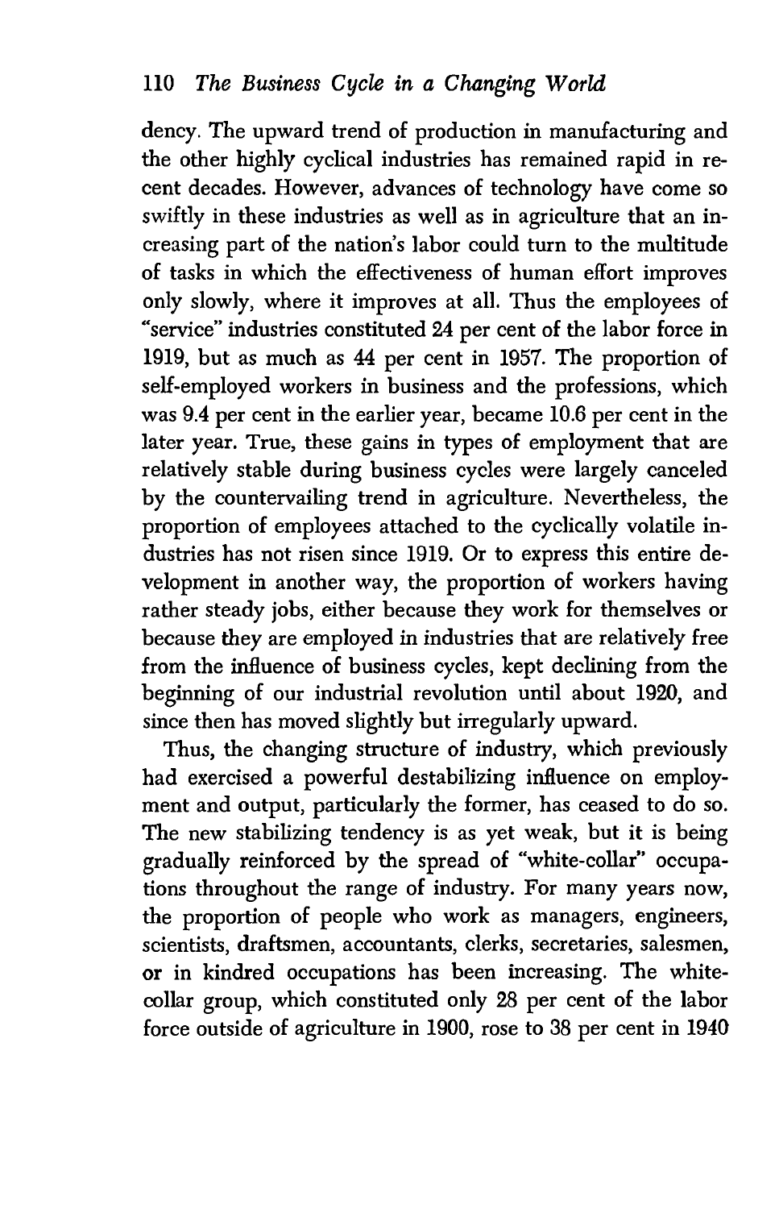dency. The upward trend of production in manufacturing and the other highly cyclical industries has remained rapid in recent decades. However, advances of technology have come so swiftly in these industries as well as in agriculture that an increasing part of the nation's labor could turn to the multitude of tasks in which the effectiveness of human effort improves only slowly, where it improves at all. Thus the employees of "service" industries constituted 24 per cent of the labor force in 1919, but as much as 44 per cent in 1957. The proportion of self-employed workers in business and the professions, which was 9.4 per cent in the earlier year, became 10.6 per cent in the later year. True, these gains in types of employment that are relatively stable during business cycles were largely canceled by the countervailing trend in agriculture. Nevertheless, the proportion of employees attached to the cyclically volatile industries has not risen since 1919. Or to express this entire development in another way, the proportion of workers having rather steady jobs, either because they work for themselves or because they are employed in industries that are relatively free from the influence of business cycles, kept declining from the beginning of our industrial revolution until about 1920, and since then has moved slightly but irregularly upward.

Thus, the changing structure of industry, which previously had exercised a powerful destabilizing influence on employment and output, particularly the former, has ceased to do so. The new stabilizing tendency is as yet weak, but it is being gradually reinforced by the spread of "white-collar" occupations throughout the range of industry. For many years now, the proportion of people who work as managers, engineers, scientists, draftsmen, accountants, clerks, secretaries, salesmen, or in kindred occupations has been increasing. The white-collar group, which constituted only 28 per cent of the labor force outside of agriculture in 1900, rose to 38 per cent in 1940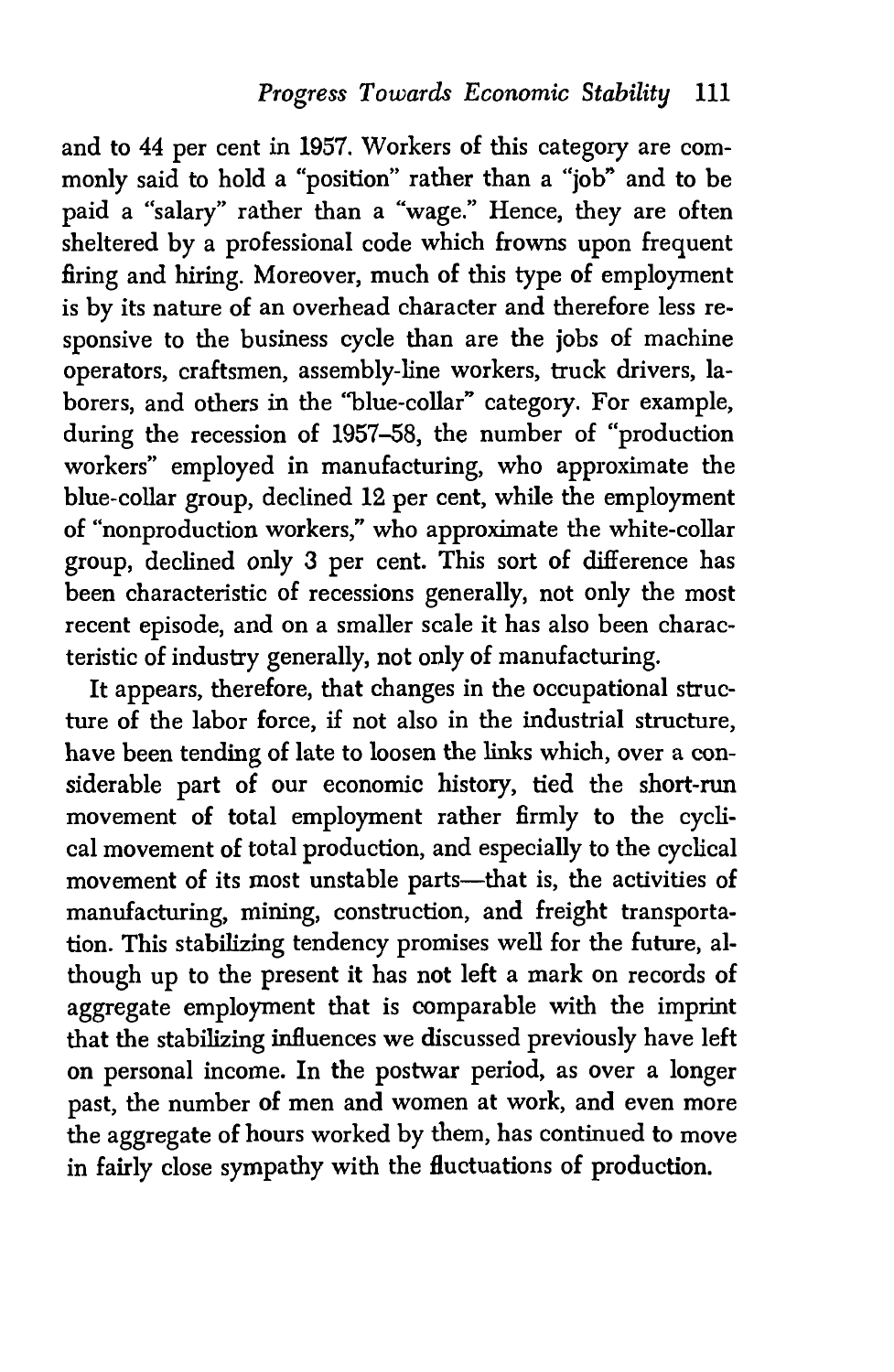and to 44 per cent in 1957. Workers of this category are commonly said to hold a "position" rather than a "job" and to be paid a "salary" rather than a "wage." Hence, they are often sheltered by a professional code which frowns upon frequent firing and hiring. Moreover, much of this type of employment is by its nature of an overhead character and therefore less responsive to the business cycle than are the jobs of machine operators, craftsmen, assembly-line workers, truck drivers, laborers, and others in the "blue-collar" category. For example, during the recession of 1957–58, the number of "production workers" employed in manufacturing, who approximate the blue-collar group, declined 12 per cent, while the employment of "nonproduction workers," who approximate the white-collar group, declined only 3 per cent. This sort of difference has been characteristic of recessions generally, not only the most recent episode, and on a smaller scale it has also been characteristic of industry generally, not only of manufacturing.

It appears, therefore, that changes in the occupational structure of the labor force, if not also in the industrial structure, have been tending of late to loosen the links which, over a considerable part of our economic history, tied the short-run movement of total employment rather firmly to the cyclical movement of total production, and especially to the cyclical movement of its most unstable parts—that is, the activities of manufacturing, mining, construction, and freight transportation. This stabilizing tendency promises well for the future, although up to the present it has not left a mark on records of aggregate employment that is comparable with the imprint that the stabilizing influences we discussed previously have left on personal income. In the postwar period, as over a longer past, the number of men and women at work, and even more the aggregate of hours worked by them, has continued to move in fairly close sympathy with the fluctuations of production.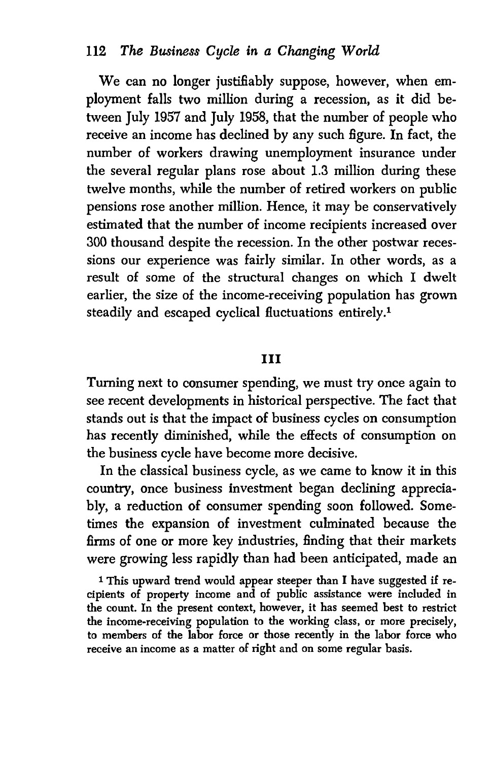We can no longer justifiably suppose, however, when employment falls two million during a recession, as it did between July 1957 and July 1958, that the number of people who receive an income has declined by any such figure. In fact, the number of workers drawing unemployment insurance under the several regular plans rose about 1.3 million during these twelve months, while the number of retired workers on public pensions rose another million. Hence, it may be conservatively estimated that the number of income recipients increased over 300 thousand despite the recession. In the other postwar recessions our experience was fairly similar. In other words, as a result of some of the structural changes on which I dwelt earlier, the size of the income-receiving population has grown steadily and escaped cyclical fluctuations entirely.[1]

## III

Turning next to consumer spending, we must try once again to see recent developments in historical perspective. The fact that stands out is that the impact of business cycles on consumption has recently diminished, while the effects of consumption on the business cycle have become more decisive.

In the classical business cycle, as we came to know it in this country, once business investment began declining appreciably, a reduction of consumer spending soon followed. Sometimes the expansion of investment culminated because the firms of one or more key industries, finding that their markets were growing less rapidly than had been anticipated, made an

[1] This upward trend would appear steeper than I have suggested if recipients of property income and of public assistance were included in the count. In the present context, however, it has seemed best to restrict the income-receiving population to the working class, or more precisely, to members of the labor force or those recently in the labor force who receive an income as a matter of right and on some regular basis.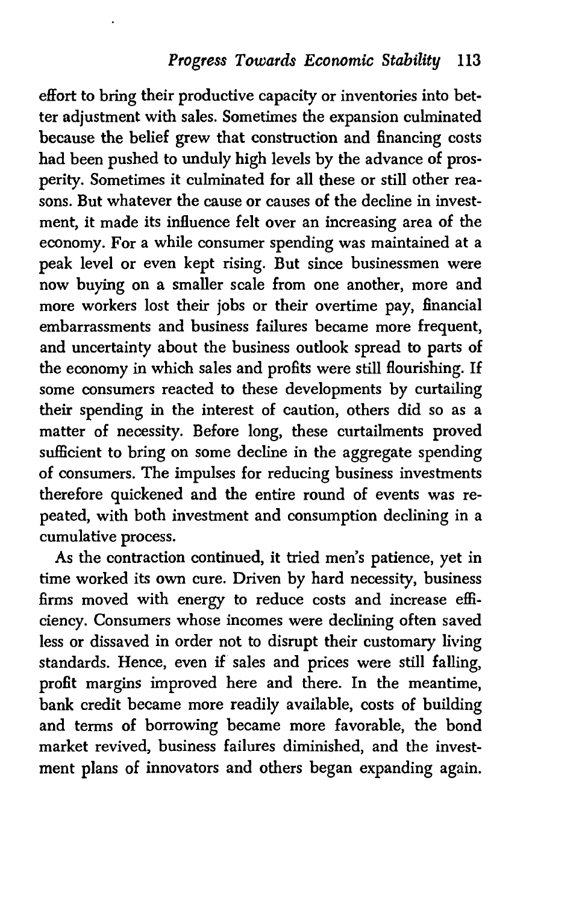effort to bring their productive capacity or inventories into better adjustment with sales. Sometimes the expansion culminated because the belief grew that construction and financing costs had been pushed to unduly high levels by the advance of prosperity. Sometimes it culminated for all these or still other reasons. But whatever the cause or causes of the decline in investment, it made its influence felt over an increasing area of the economy. For a while consumer spending was maintained at a peak level or even kept rising. But since businessmen were now buying on a smaller scale from one another, more and more workers lost their jobs or their overtime pay, financial embarrassments and business failures became more frequent, and uncertainty about the business outlook spread to parts of the economy in which sales and profits were still flourishing. If some consumers reacted to these developments by curtailing their spending in the interest of caution, others did so as a matter of necessity. Before long, these curtailments proved sufficient to bring on some decline in the aggregate spending of consumers. The impulses for reducing business investments therefore quickened and the entire round of events was repeated, with both investment and consumption declining in a cumulative process.

As the contraction continued, it tried men's patience, yet in time worked its own cure. Driven by hard necessity, business firms moved with energy to reduce costs and increase efficiency. Consumers whose incomes were declining often saved less or dissaved in order not to disrupt their customary living standards. Hence, even if sales and prices were still falling, profit margins improved here and there. In the meantime, bank credit became more readily available, costs of building and terms of borrowing became more favorable, the bond market revived, business failures diminished, and the investment plans of innovators and others began expanding again.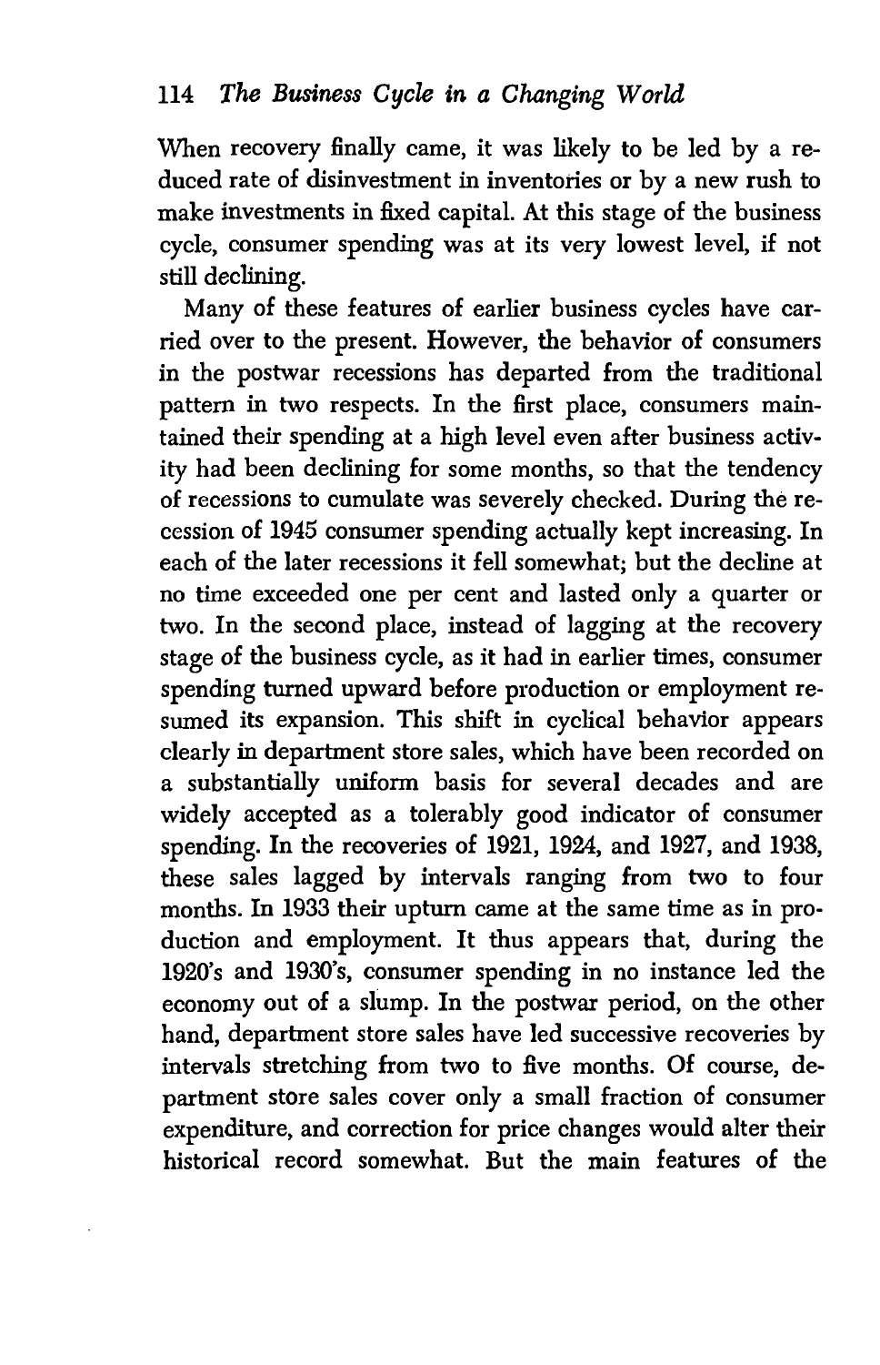When recovery finally came, it was likely to be led by a reduced rate of disinvestment in inventories or by a new rush to make investments in fixed capital. At this stage of the business cycle, consumer spending was at its very lowest level, if not still declining.

Many of these features of earlier business cycles have carried over to the present. However, the behavior of consumers in the postwar recessions has departed from the traditional pattern in two respects. In the first place, consumers maintained their spending at a high level even after business activity had been declining for some months, so that the tendency of recessions to cumulate was severely checked. During the recession of 1945 consumer spending actually kept increasing. In each of the later recessions it fell somewhat; but the decline at no time exceeded one per cent and lasted only a quarter or two. In the second place, instead of lagging at the recovery stage of the business cycle, as it had in earlier times, consumer spending turned upward before production or employment resumed its expansion. This shift in cyclical behavior appears clearly in department store sales, which have been recorded on a substantially uniform basis for several decades and are widely accepted as a tolerably good indicator of consumer spending. In the recoveries of 1921, 1924, and 1927, and 1938, these sales lagged by intervals ranging from two to four months. In 1933 their upturn came at the same time as in production and employment. It thus appears that, during the 1920's and 1930's, consumer spending in no instance led the economy out of a slump. In the postwar period, on the other hand, department store sales have led successive recoveries by intervals stretching from two to five months. Of course, department store sales cover only a small fraction of consumer expenditure, and correction for price changes would alter their historical record somewhat. But the main features of the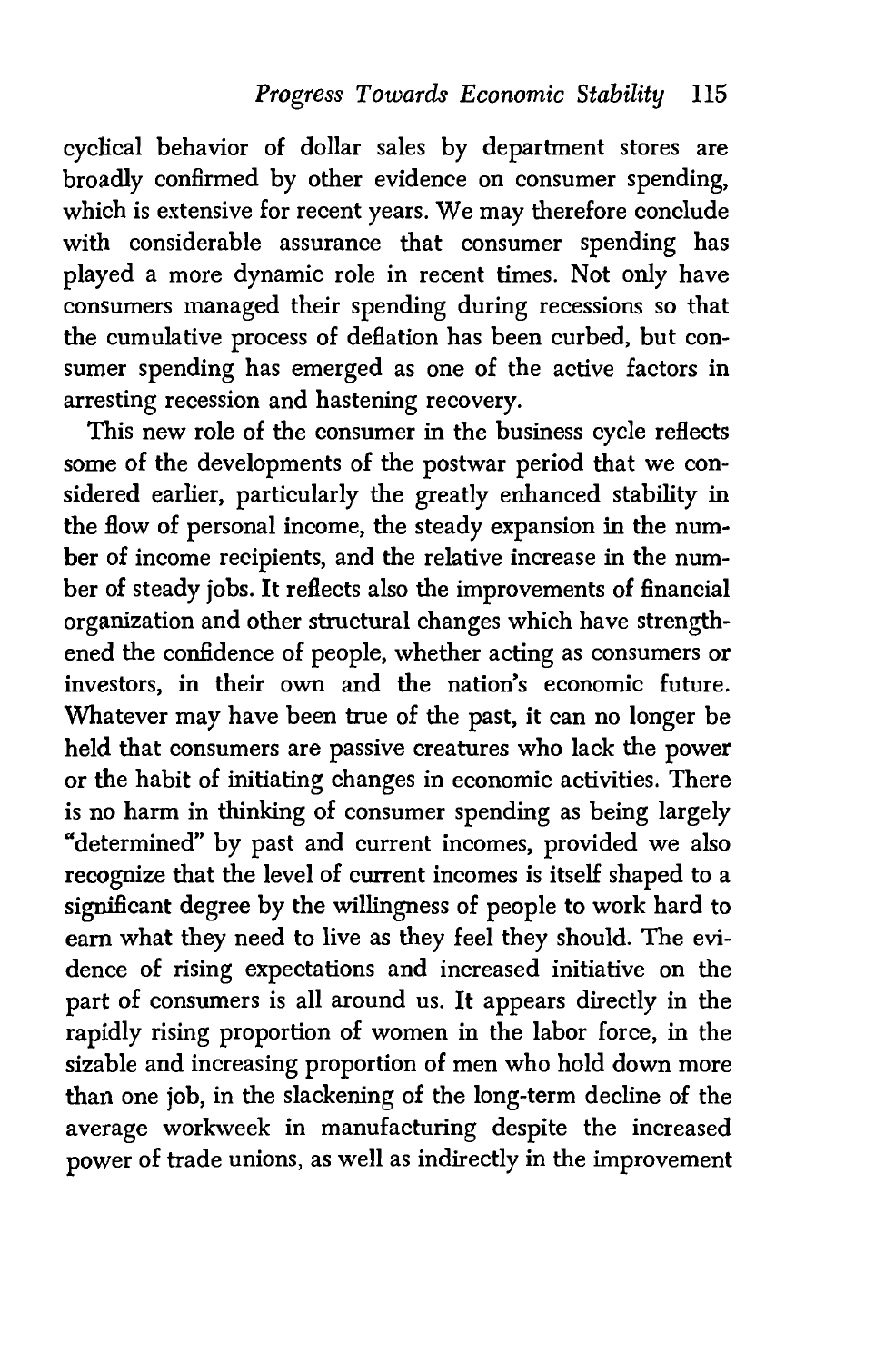cyclical behavior of dollar sales by department stores are broadly confirmed by other evidence on consumer spending, which is extensive for recent years. We may therefore conclude with considerable assurance that consumer spending has played a more dynamic role in recent times. Not only have consumers managed their spending during recessions so that the cumulative process of deflation has been curbed, but consumer spending has emerged as one of the active factors in arresting recession and hastening recovery.

This new role of the consumer in the business cycle reflects some of the developments of the postwar period that we considered earlier, particularly the greatly enhanced stability in the flow of personal income, the steady expansion in the number of income recipients, and the relative increase in the number of steady jobs. It reflects also the improvements of financial organization and other structural changes which have strengthened the confidence of people, whether acting as consumers or investors, in their own and the nation's economic future. Whatever may have been true of the past, it can no longer be held that consumers are passive creatures who lack the power or the habit of initiating changes in economic activities. There is no harm in thinking of consumer spending as being largely "determined" by past and current incomes, provided we also recognize that the level of current incomes is itself shaped to a significant degree by the willingness of people to work hard to earn what they need to live as they feel they should. The evidence of rising expectations and increased initiative on the part of consumers is all around us. It appears directly in the rapidly rising proportion of women in the labor force, in the sizable and increasing proportion of men who hold down more than one job, in the slackening of the long-term decline of the average workweek in manufacturing despite the increased power of trade unions, as well as indirectly in the improvement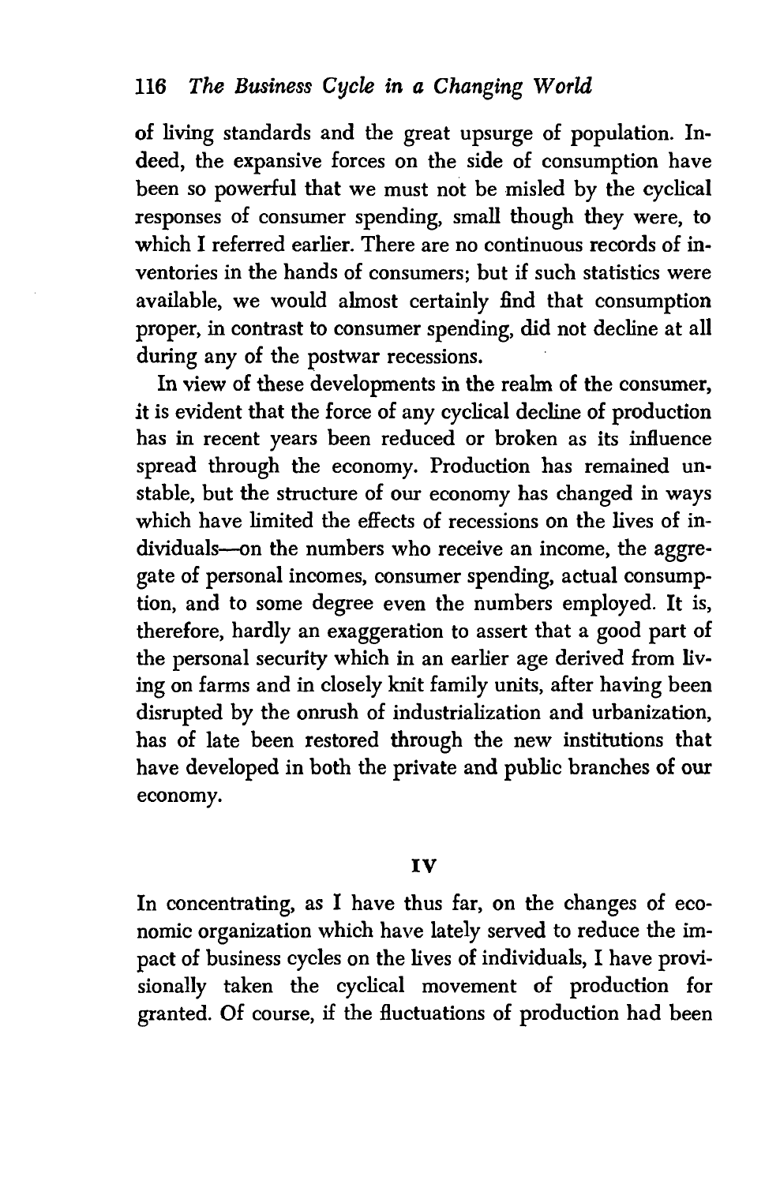of living standards and the great upsurge of population. Indeed, the expansive forces on the side of consumption have been so powerful that we must not be misled by the cyclical responses of consumer spending, small though they were, to which I referred earlier. There are no continuous records of inventories in the hands of consumers; but if such statistics were available, we would almost certainly find that consumption proper, in contrast to consumer spending, did not decline at all during any of the postwar recessions.

In view of these developments in the realm of the consumer, it is evident that the force of any cyclical decline of production has in recent years been reduced or broken as its influence spread through the economy. Production has remained unstable, but the structure of our economy has changed in ways which have limited the effects of recessions on the lives of individuals—on the numbers who receive an income, the aggregate of personal incomes, consumer spending, actual consumption, and to some degree even the numbers employed. It is, therefore, hardly an exaggeration to assert that a good part of the personal security which in an earlier age derived from living on farms and in closely knit family units, after having been disrupted by the onrush of industrialization and urbanization, has of late been restored through the new institutions that have developed in both the private and public branches of our economy.

## IV

In concentrating, as I have thus far, on the changes of economic organization which have lately served to reduce the impact of business cycles on the lives of individuals, I have provisionally taken the cyclical movement of production for granted. Of course, if the fluctuations of production had been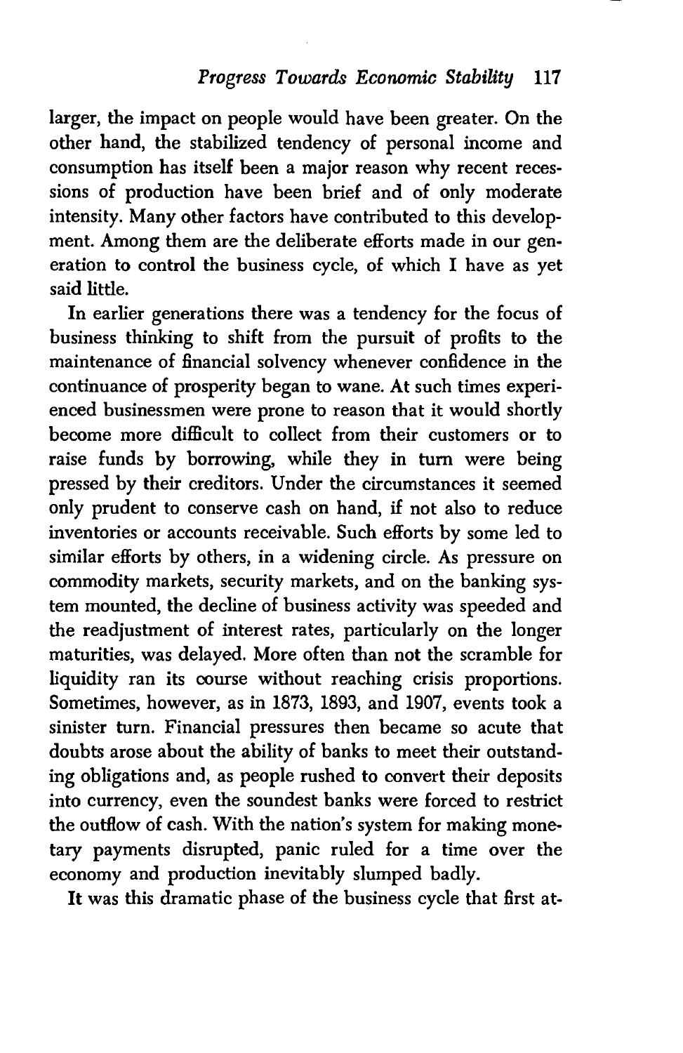larger, the impact on people would have been greater. On the other hand, the stabilized tendency of personal income and consumption has itself been a major reason why recent recessions of production have been brief and of only moderate intensity. Many other factors have contributed to this development. Among them are the deliberate efforts made in our generation to control the business cycle, of which I have as yet said little.

In earlier generations there was a tendency for the focus of business thinking to shift from the pursuit of profits to the maintenance of financial solvency whenever confidence in the continuance of prosperity began to wane. At such times experienced businessmen were prone to reason that it would shortly become more difficult to collect from their customers or to raise funds by borrowing, while they in turn were being pressed by their creditors. Under the circumstances it seemed only prudent to conserve cash on hand, if not also to reduce inventories or accounts receivable. Such efforts by some led to similar efforts by others, in a widening circle. As pressure on commodity markets, security markets, and on the banking system mounted, the decline of business activity was speeded and the readjustment of interest rates, particularly on the longer maturities, was delayed. More often than not the scramble for liquidity ran its course without reaching crisis proportions. Sometimes, however, as in 1873, 1893, and 1907, events took a sinister turn. Financial pressures then became so acute that doubts arose about the ability of banks to meet their outstanding obligations and, as people rushed to convert their deposits into currency, even the soundest banks were forced to restrict the outflow of cash. With the nation's system for making monetary payments disrupted, panic ruled for a time over the economy and production inevitably slumped badly.

It was this dramatic phase of the business cycle that first at-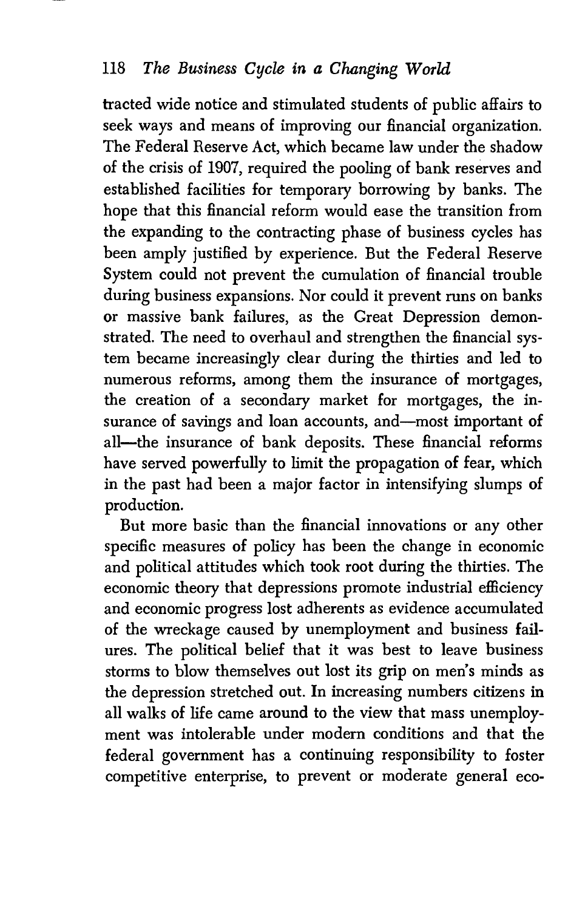tracted wide notice and stimulated students of public affairs to seek ways and means of improving our financial organization. The Federal Reserve Act, which became law under the shadow of the crisis of 1907, required the pooling of bank reserves and established facilities for temporary borrowing by banks. The hope that this financial reform would ease the transition from the expanding to the contracting phase of business cycles has been amply justified by experience. But the Federal Reserve System could not prevent the cumulation of financial trouble during business expansions. Nor could it prevent runs on banks or massive bank failures, as the Great Depression demonstrated. The need to overhaul and strengthen the financial system became increasingly clear during the thirties and led to numerous reforms, among them the insurance of mortgages, the creation of a secondary market for mortgages, the insurance of savings and loan accounts, and—most important of all—the insurance of bank deposits. These financial reforms have served powerfully to limit the propagation of fear, which in the past had been a major factor in intensifying slumps of production.

But more basic than the financial innovations or any other specific measures of policy has been the change in economic and political attitudes which took root during the thirties. The economic theory that depressions promote industrial efficiency and economic progress lost adherents as evidence accumulated of the wreckage caused by unemployment and business failures. The political belief that it was best to leave business storms to blow themselves out lost its grip on men's minds as the depression stretched out. In increasing numbers citizens in all walks of life came around to the view that mass unemployment was intolerable under modern conditions and that the federal government has a continuing responsibility to foster competitive enterprise, to prevent or moderate general eco-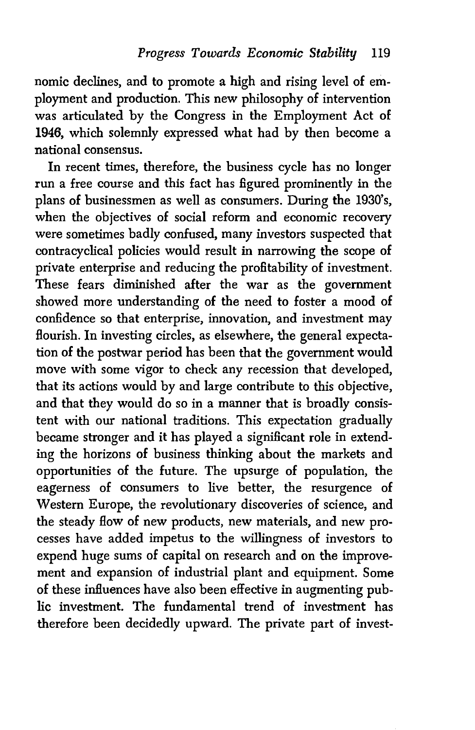nomic declines, and to promote a high and rising level of employment and production. This new philosophy of intervention was articulated by the Congress in the Employment Act of 1946, which solemnly expressed what had by then become a national consensus.

In recent times, therefore, the business cycle has no longer run a free course and this fact has figured prominently in the plans of businessmen as well as consumers. During the 1930's, when the objectives of social reform and economic recovery were sometimes badly confused, many investors suspected that contracyclical policies would result in narrowing the scope of private enterprise and reducing the profitability of investment. These fears diminished after the war as the government showed more understanding of the need to foster a mood of confidence so that enterprise, innovation, and investment may flourish. In investing circles, as elsewhere, the general expectation of the postwar period has been that the government would move with some vigor to check any recession that developed, that its actions would by and large contribute to this objective, and that they would do so in a manner that is broadly consistent with our national traditions. This expectation gradually became stronger and it has played a significant role in extending the horizons of business thinking about the markets and opportunities of the future. The upsurge of population, the eagerness of consumers to live better, the resurgence of Western Europe, the revolutionary discoveries of science, and the steady flow of new products, new materials, and new processes have added impetus to the willingness of investors to expend huge sums of capital on research and on the improvement and expansion of industrial plant and equipment. Some of these influences have also been effective in augmenting public investment. The fundamental trend of investment has therefore been decidedly upward. The private part of invest-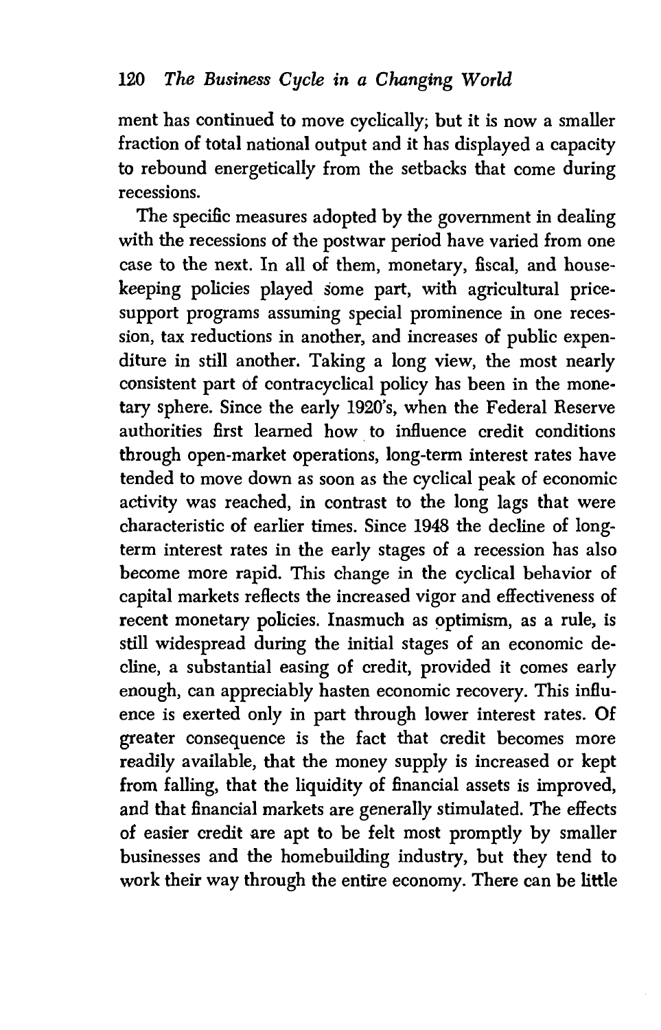ment has continued to move cyclically; but it is now a smaller fraction of total national output and it has displayed a capacity to rebound energetically from the setbacks that come during recessions.

The specific measures adopted by the government in dealing with the recessions of the postwar period have varied from one case to the next. In all of them, monetary, fiscal, and housekeeping policies played some part, with agricultural price-support programs assuming special prominence in one recession, tax reductions in another, and increases of public expenditure in still another. Taking a long view, the most nearly consistent part of contracyclical policy has been in the monetary sphere. Since the early 1920's, when the Federal Reserve authorities first learned how to influence credit conditions through open-market operations, long-term interest rates have tended to move down as soon as the cyclical peak of economic activity was reached, in contrast to the long lags that were characteristic of earlier times. Since 1948 the decline of long-term interest rates in the early stages of a recession has also become more rapid. This change in the cyclical behavior of capital markets reflects the increased vigor and effectiveness of recent monetary policies. Inasmuch as optimism, as a rule, is still widespread during the initial stages of an economic decline, a substantial easing of credit, provided it comes early enough, can appreciably hasten economic recovery. This influence is exerted only in part through lower interest rates. Of greater consequence is the fact that credit becomes more readily available, that the money supply is increased or kept from falling, that the liquidity of financial assets is improved, and that financial markets are generally stimulated. The effects of easier credit are apt to be felt most promptly by smaller businesses and the homebuilding industry, but they tend to work their way through the entire economy. There can be little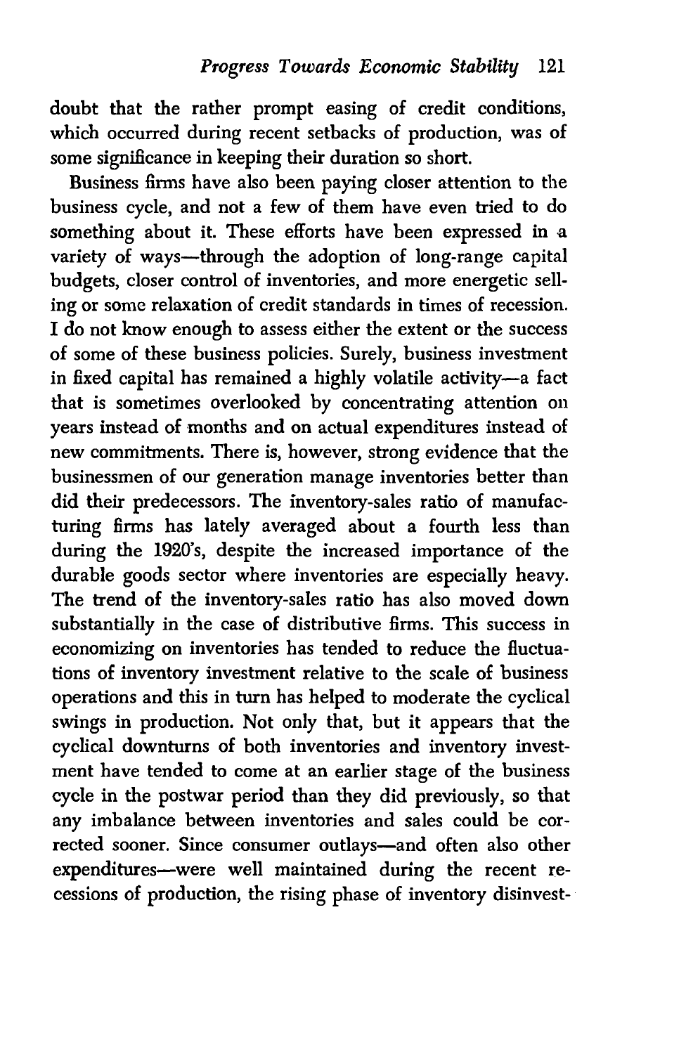doubt that the rather prompt easing of credit conditions, which occurred during recent setbacks of production, was of some significance in keeping their duration so short.

Business firms have also been paying closer attention to the business cycle, and not a few of them have even tried to do something about it. These efforts have been expressed in a variety of ways—through the adoption of long-range capital budgets, closer control of inventories, and more energetic selling or some relaxation of credit standards in times of recession. I do not know enough to assess either the extent or the success of some of these business policies. Surely, business investment in fixed capital has remained a highly volatile activity—a fact that is sometimes overlooked by concentrating attention on years instead of months and on actual expenditures instead of new commitments. There is, however, strong evidence that the businessmen of our generation manage inventories better than did their predecessors. The inventory-sales ratio of manufacturing firms has lately averaged about a fourth less than during the 1920's, despite the increased importance of the durable goods sector where inventories are especially heavy. The trend of the inventory-sales ratio has also moved down substantially in the case of distributive firms. This success in economizing on inventories has tended to reduce the fluctuations of inventory investment relative to the scale of business operations and this in turn has helped to moderate the cyclical swings in production. Not only that, but it appears that the cyclical downturns of both inventories and inventory investment have tended to come at an earlier stage of the business cycle in the postwar period than they did previously, so that any imbalance between inventories and sales could be corrected sooner. Since consumer outlays—and often also other expenditures—were well maintained during the recent recessions of production, the rising phase of inventory disinvest-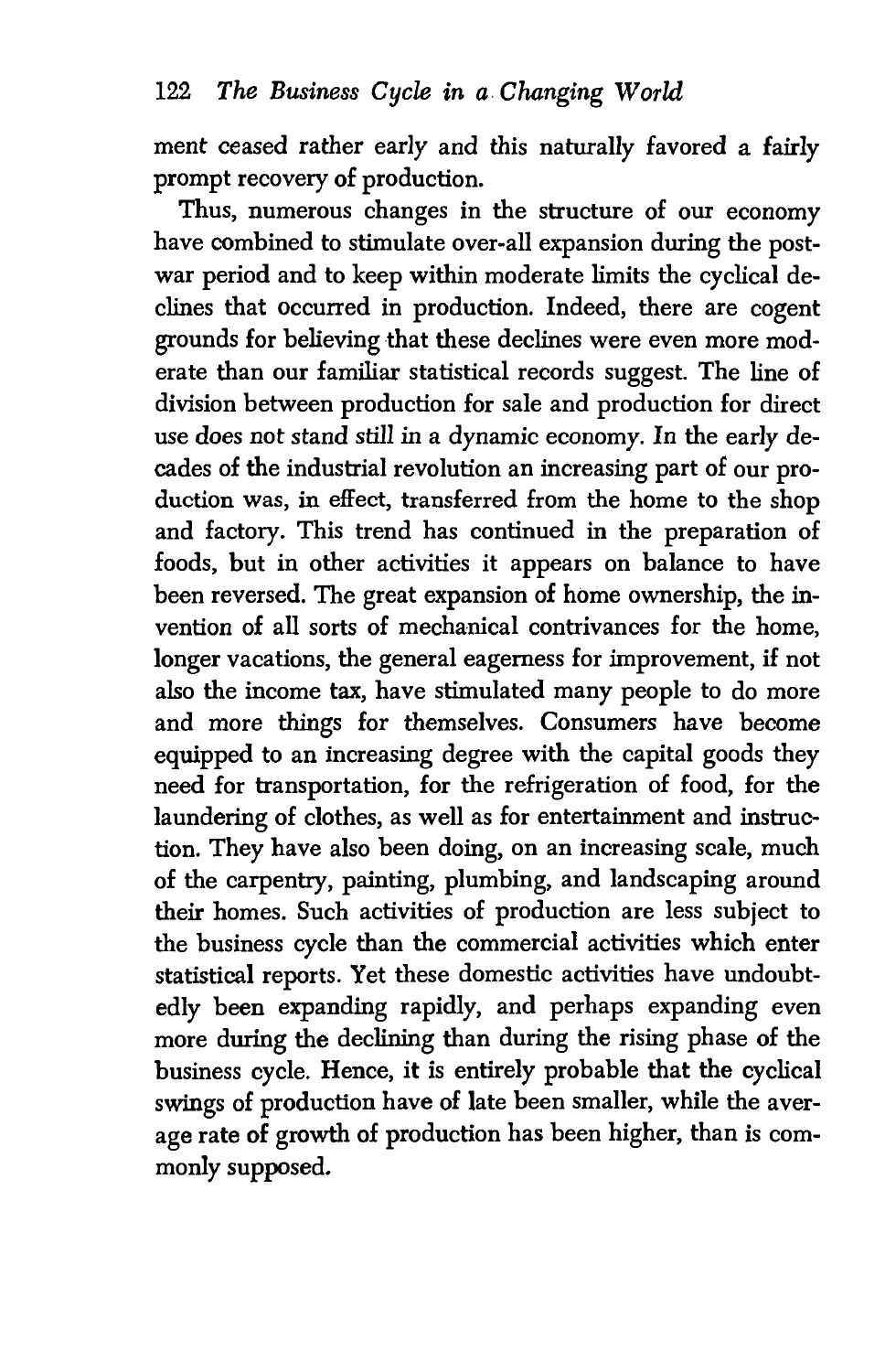ment ceased rather early and this naturally favored a fairly prompt recovery of production.

Thus, numerous changes in the structure of our economy have combined to stimulate over-all expansion during the postwar period and to keep within moderate limits the cyclical declines that occurred in production. Indeed, there are cogent grounds for believing that these declines were even more moderate than our familiar statistical records suggest. The line of division between production for sale and production for direct use does not stand still in a dynamic economy. In the early decades of the industrial revolution an increasing part of our production was, in effect, transferred from the home to the shop and factory. This trend has continued in the preparation of foods, but in other activities it appears on balance to have been reversed. The great expansion of home ownership, the invention of all sorts of mechanical contrivances for the home, longer vacations, the general eagerness for improvement, if not also the income tax, have stimulated many people to do more and more things for themselves. Consumers have become equipped to an increasing degree with the capital goods they need for transportation, for the refrigeration of food, for the laundering of clothes, as well as for entertainment and instruction. They have also been doing, on an increasing scale, much of the carpentry, painting, plumbing, and landscaping around their homes. Such activities of production are less subject to the business cycle than the commercial activities which enter statistical reports. Yet these domestic activities have undoubtedly been expanding rapidly, and perhaps expanding even more during the declining than during the rising phase of the business cycle. Hence, it is entirely probable that the cyclical swings of production have of late been smaller, while the average rate of growth of production has been higher, than is commonly supposed.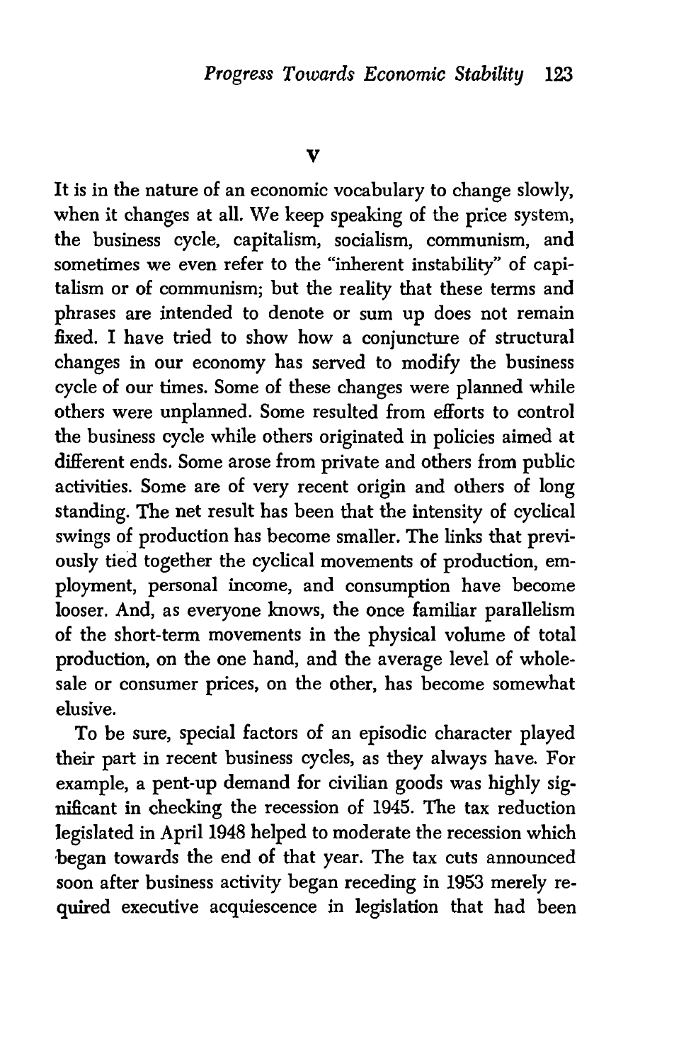## V

It is in the nature of an economic vocabulary to change slowly, when it changes at all. We keep speaking of the price system, the business cycle, capitalism, socialism, communism, and sometimes we even refer to the "inherent instability" of capitalism or of communism; but the reality that these terms and phrases are intended to denote or sum up does not remain fixed. I have tried to show how a conjuncture of structural changes in our economy has served to modify the business cycle of our times. Some of these changes were planned while others were unplanned. Some resulted from efforts to control the business cycle while others originated in policies aimed at different ends. Some arose from private and others from public activities. Some are of very recent origin and others of long standing. The net result has been that the intensity of cyclical swings of production has become smaller. The links that previously tied together the cyclical movements of production, employment, personal income, and consumption have become looser. And, as everyone knows, the once familiar parallelism of the short-term movements in the physical volume of total production, on the one hand, and the average level of wholesale or consumer prices, on the other, has become somewhat elusive.

To be sure, special factors of an episodic character played their part in recent business cycles, as they always have. For example, a pent-up demand for civilian goods was highly significant in checking the recession of 1945. The tax reduction legislated in April 1948 helped to moderate the recession which began towards the end of that year. The tax cuts announced soon after business activity began receding in 1953 merely required executive acquiescence in legislation that had been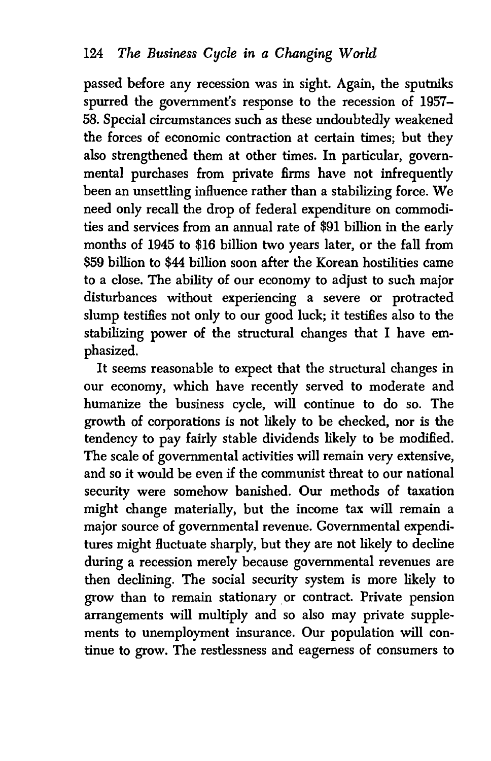passed before any recession was in sight. Again, the sputniks spurred the government's response to the recession of 1957–58. Special circumstances such as these undoubtedly weakened the forces of economic contraction at certain times; but they also strengthened them at other times. In particular, governmental purchases from private firms have not infrequently been an unsettling influence rather than a stabilizing force. We need only recall the drop of federal expenditure on commodities and services from an annual rate of $91 billion in the early months of 1945 to $16 billion two years later, or the fall from $59 billion to $44 billion soon after the Korean hostilities came to a close. The ability of our economy to adjust to such major disturbances without experiencing a severe or protracted slump testifies not only to our good luck; it testifies also to the stabilizing power of the structural changes that I have emphasized.

It seems reasonable to expect that the structural changes in our economy, which have recently served to moderate and humanize the business cycle, will continue to do so. The growth of corporations is not likely to be checked, nor is the tendency to pay fairly stable dividends likely to be modified. The scale of governmental activities will remain very extensive, and so it would be even if the communist threat to our national security were somehow banished. Our methods of taxation might change materially, but the income tax will remain a major source of governmental revenue. Governmental expenditures might fluctuate sharply, but they are not likely to decline during a recession merely because governmental revenues are then declining. The social security system is more likely to grow than to remain stationary or contract. Private pension arrangements will multiply and so also may private supplements to unemployment insurance. Our population will continue to grow. The restlessness and eagerness of consumers to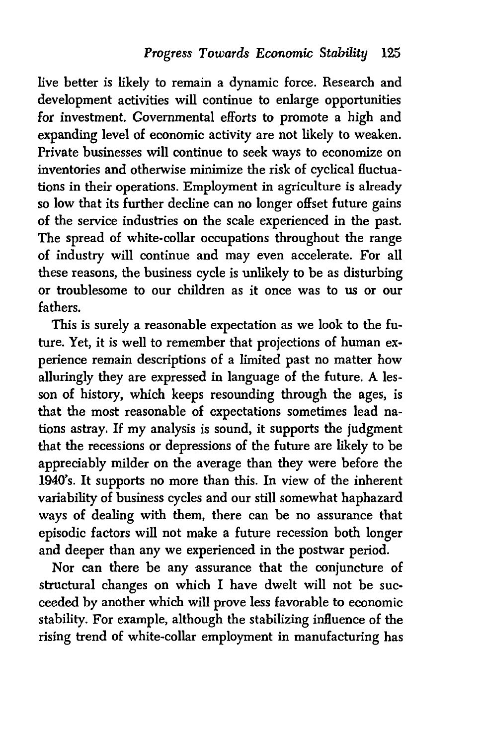live better is likely to remain a dynamic force. Research and development activities will continue to enlarge opportunities for investment. Governmental efforts to promote a high and expanding level of economic activity are not likely to weaken. Private businesses will continue to seek ways to economize on inventories and otherwise minimize the risk of cyclical fluctuations in their operations. Employment in agriculture is already so low that its further decline can no longer offset future gains of the service industries on the scale experienced in the past. The spread of white-collar occupations throughout the range of industry will continue and may even accelerate. For all these reasons, the business cycle is unlikely to be as disturbing or troublesome to our children as it once was to us or our fathers.

This is surely a reasonable expectation as we look to the future. Yet, it is well to remember that projections of human experience remain descriptions of a limited past no matter how alluringly they are expressed in language of the future. A lesson of history, which keeps resounding through the ages, is that the most reasonable of expectations sometimes lead nations astray. If my analysis is sound, it supports the judgment that the recessions or depressions of the future are likely to be appreciably milder on the average than they were before the 1940's. It supports no more than this. In view of the inherent variability of business cycles and our still somewhat haphazard ways of dealing with them, there can be no assurance that episodic factors will not make a future recession both longer and deeper than any we experienced in the postwar period.

Nor can there be any assurance that the conjuncture of structural changes on which I have dwelt will not be succeeded by another which will prove less favorable to economic stability. For example, although the stabilizing influence of the rising trend of white-collar employment in manufacturing has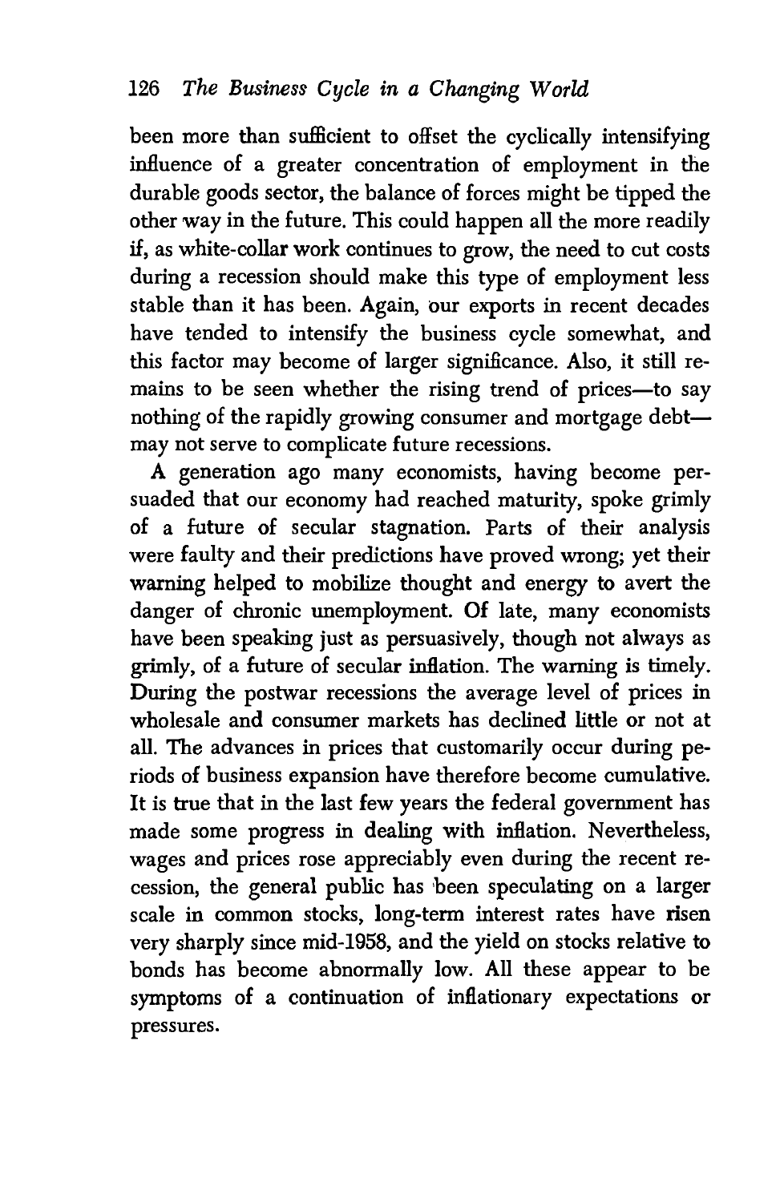been more than sufficient to offset the cyclically intensifying influence of a greater concentration of employment in the durable goods sector, the balance of forces might be tipped the other way in the future. This could happen all the more readily if, as white-collar work continues to grow, the need to cut costs during a recession should make this type of employment less stable than it has been. Again, our exports in recent decades have tended to intensify the business cycle somewhat, and this factor may become of larger significance. Also, it still remains to be seen whether the rising trend of prices—to say nothing of the rapidly growing consumer and mortgage debt—may not serve to complicate future recessions.

A generation ago many economists, having become persuaded that our economy had reached maturity, spoke grimly of a future of secular stagnation. Parts of their analysis were faulty and their predictions have proved wrong; yet their warning helped to mobilize thought and energy to avert the danger of chronic unemployment. Of late, many economists have been speaking just as persuasively, though not always as grimly, of a future of secular inflation. The warning is timely. During the postwar recessions the average level of prices in wholesale and consumer markets has declined little or not at all. The advances in prices that customarily occur during periods of business expansion have therefore become cumulative. It is true that in the last few years the federal government has made some progress in dealing with inflation. Nevertheless, wages and prices rose appreciably even during the recent recession, the general public has been speculating on a larger scale in common stocks, long-term interest rates have risen very sharply since mid-1958, and the yield on stocks relative to bonds has become abnormally low. All these appear to be symptoms of a continuation of inflationary expectations or pressures.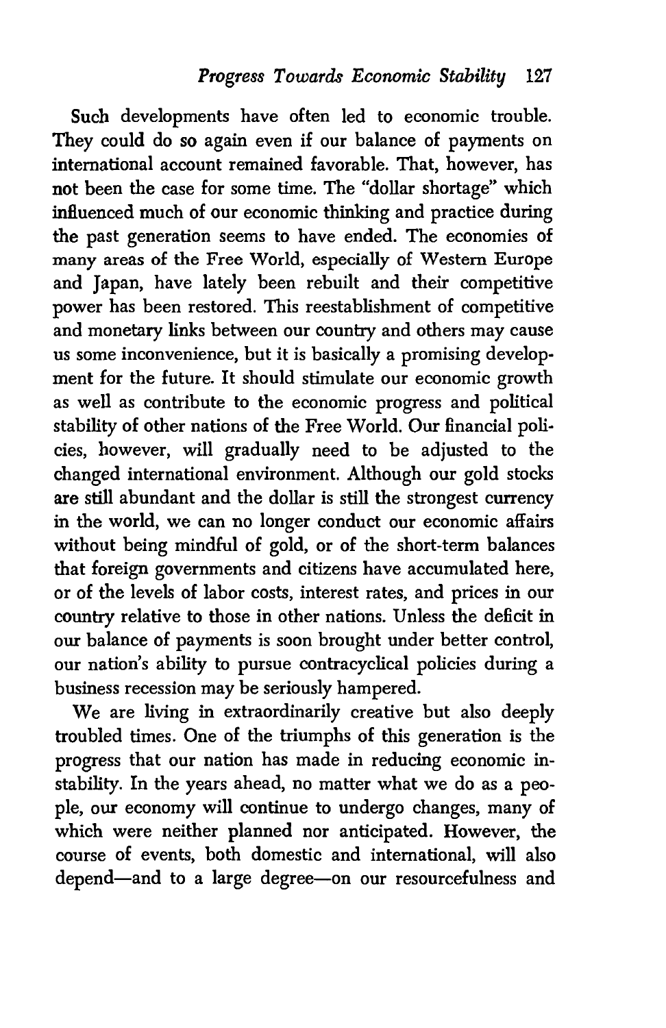Such developments have often led to economic trouble. They could do so again even if our balance of payments on international account remained favorable. That, however, has not been the case for some time. The "dollar shortage" which influenced much of our economic thinking and practice during the past generation seems to have ended. The economies of many areas of the Free World, especially of Western Europe and Japan, have lately been rebuilt and their competitive power has been restored. This reestablishment of competitive and monetary links between our country and others may cause us some inconvenience, but it is basically a promising development for the future. It should stimulate our economic growth as well as contribute to the economic progress and political stability of other nations of the Free World. Our financial policies, however, will gradually need to be adjusted to the changed international environment. Although our gold stocks are still abundant and the dollar is still the strongest currency in the world, we can no longer conduct our economic affairs without being mindful of gold, or of the short-term balances that foreign governments and citizens have accumulated here, or of the levels of labor costs, interest rates, and prices in our country relative to those in other nations. Unless the deficit in our balance of payments is soon brought under better control, our nation's ability to pursue contracyclical policies during a business recession may be seriously hampered.

We are living in extraordinarily creative but also deeply troubled times. One of the triumphs of this generation is the progress that our nation has made in reducing economic instability. In the years ahead, no matter what we do as a people, our economy will continue to undergo changes, many of which were neither planned nor anticipated. However, the course of events, both domestic and international, will also depend—and to a large degree—on our resourcefulness and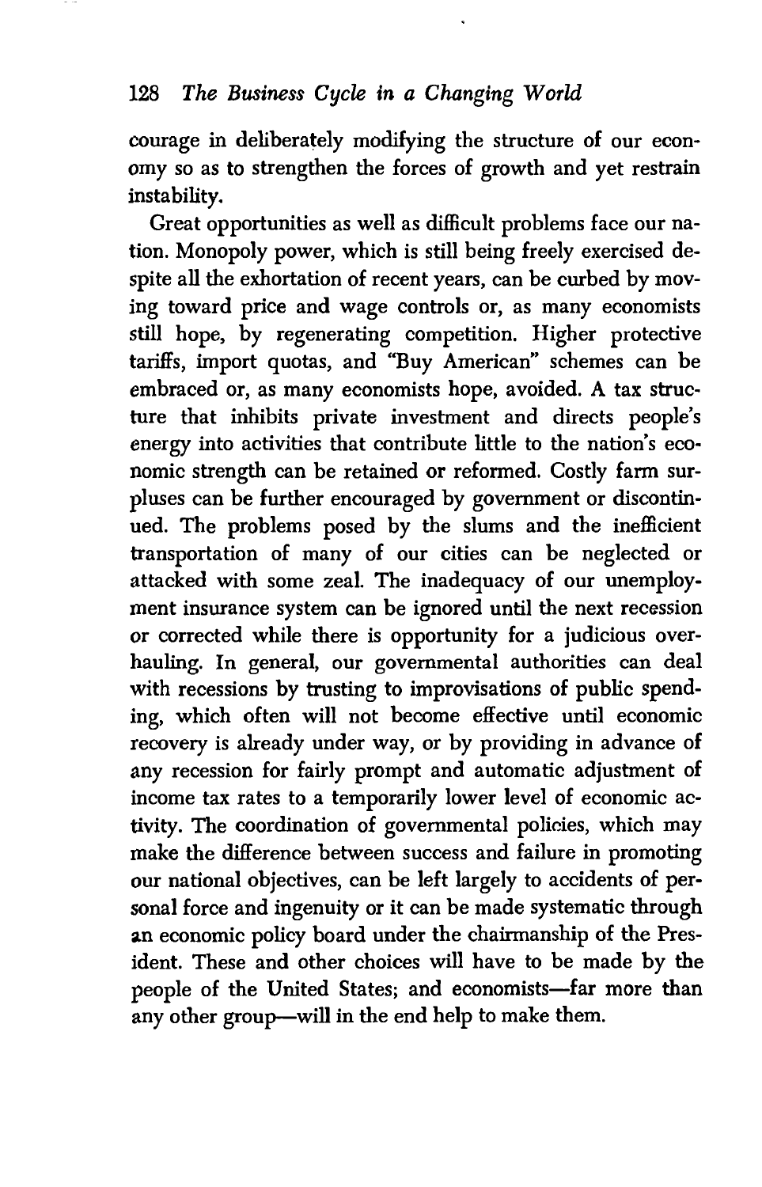courage in deliberately modifying the structure of our economy so as to strengthen the forces of growth and yet restrain instability.

Great opportunities as well as difficult problems face our nation. Monopoly power, which is still being freely exercised despite all the exhortation of recent years, can be curbed by moving toward price and wage controls or, as many economists still hope, by regenerating competition. Higher protective tariffs, import quotas, and "Buy American" schemes can be embraced or, as many economists hope, avoided. A tax structure that inhibits private investment and directs people's energy into activities that contribute little to the nation's economic strength can be retained or reformed. Costly farm surpluses can be further encouraged by government or discontinued. The problems posed by the slums and the inefficient transportation of many of our cities can be neglected or attacked with some zeal. The inadequacy of our unemployment insurance system can be ignored until the next recession or corrected while there is opportunity for a judicious overhauling. In general, our governmental authorities can deal with recessions by trusting to improvisations of public spending, which often will not become effective until economic recovery is already under way, or by providing in advance of any recession for fairly prompt and automatic adjustment of income tax rates to a temporarily lower level of economic activity. The coordination of governmental policies, which may make the difference between success and failure in promoting our national objectives, can be left largely to accidents of personal force and ingenuity or it can be made systematic through an economic policy board under the chairmanship of the President. These and other choices will have to be made by the people of the United States; and economists—far more than any other group—will in the end help to make them.